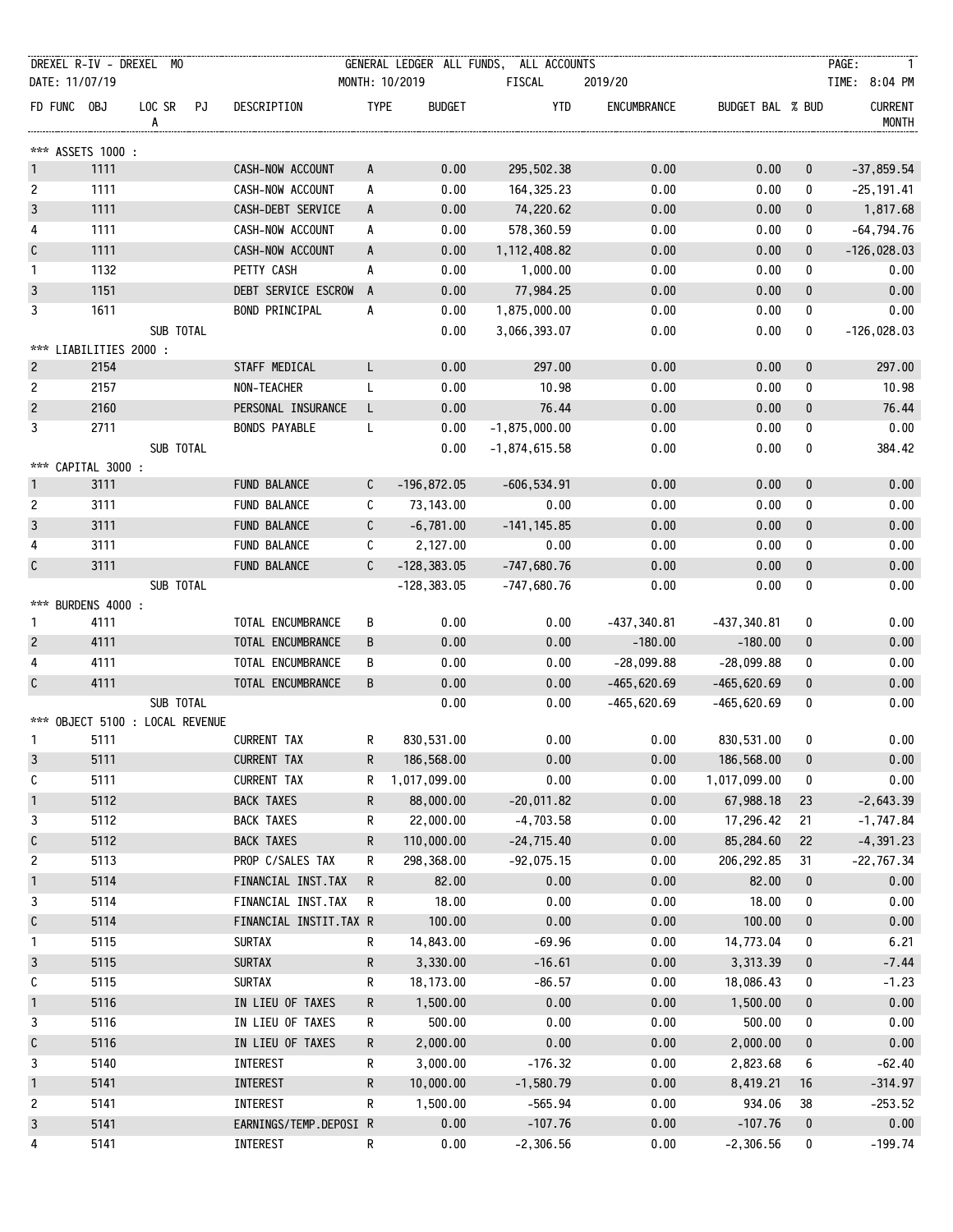DREXEL R-IV - DREXEL MO | GENERAL LEDGER ALL FUNDS, ALL ACCOUNTS

DATE: 11/07/19 | MONTH: 10/2019 | FISCAL 2019/20 | TIME: 8:04 PM

| FD | FUNC | OBJ | LOC | SRA | PJ | DESCRIPTION | TYPE | BUDGET | YTD | ENCUMBRANCE | BUDGET BAL | % BUD | CURRENT MONTH |
|---|---|---|---|---|---|---|---|---|---|---|---|---|---|
| *** ASSETS 1000 : | | | | | | | | | | | | | |
| 1 | | 1111 | | | | CASH-NOW ACCOUNT | A | 0.00 | 295,502.38 | 0.00 | 0.00 | 0 | -37,859.54 |
| 2 | | 1111 | | | | CASH-NOW ACCOUNT | A | 0.00 | 164,325.23 | 0.00 | 0.00 | 0 | -25,191.41 |
| 3 | | 1111 | | | | CASH-DEBT SERVICE | A | 0.00 | 74,220.62 | 0.00 | 0.00 | 0 | 1,817.68 |
| 4 | | 1111 | | | | CASH-NOW ACCOUNT | A | 0.00 | 578,360.59 | 0.00 | 0.00 | 0 | -64,794.76 |
| C | | 1111 | | | | CASH-NOW ACCOUNT | A | 0.00 | 1,112,408.82 | 0.00 | 0.00 | 0 | -126,028.03 |
| 1 | | 1132 | | | | PETTY CASH | A | 0.00 | 1,000.00 | 0.00 | 0.00 | 0 | 0.00 |
| 3 | | 1151 | | | | DEBT SERVICE ESCROW | A | 0.00 | 77,984.25 | 0.00 | 0.00 | 0 | 0.00 |
| 3 | | 1611 | | | | BOND PRINCIPAL | A | 0.00 | 1,875,000.00 | 0.00 | 0.00 | 0 | 0.00 |
| | | | SUB TOTAL | | | | | 0.00 | 3,066,393.07 | 0.00 | 0.00 | 0 | -126,028.03 |
| *** LIABILITIES 2000 : | | | | | | | | | | | | | |
| 2 | | 2154 | | | | STAFF MEDICAL | L | 0.00 | 297.00 | 0.00 | 0.00 | 0 | 297.00 |
| 2 | | 2157 | | | | NON-TEACHER | L | 0.00 | 10.98 | 0.00 | 0.00 | 0 | 10.98 |
| 2 | | 2160 | | | | PERSONAL INSURANCE | L | 0.00 | 76.44 | 0.00 | 0.00 | 0 | 76.44 |
| 3 | | 2711 | | | | BONDS PAYABLE | L | 0.00 | -1,875,000.00 | 0.00 | 0.00 | 0 | 0.00 |
| | | | SUB TOTAL | | | | | 0.00 | -1,874,615.58 | 0.00 | 0.00 | 0 | 384.42 |
| *** CAPITAL 3000 : | | | | | | | | | | | | | |
| 1 | | 3111 | | | | FUND BALANCE | C | -196,872.05 | -606,534.91 | 0.00 | 0.00 | 0 | 0.00 |
| 2 | | 3111 | | | | FUND BALANCE | C | 73,143.00 | 0.00 | 0.00 | 0.00 | 0 | 0.00 |
| 3 | | 3111 | | | | FUND BALANCE | C | -6,781.00 | -141,145.85 | 0.00 | 0.00 | 0 | 0.00 |
| 4 | | 3111 | | | | FUND BALANCE | C | 2,127.00 | 0.00 | 0.00 | 0.00 | 0 | 0.00 |
| C | | 3111 | | | | FUND BALANCE | C | -128,383.05 | -747,680.76 | 0.00 | 0.00 | 0 | 0.00 |
| | | | SUB TOTAL | | | | | -128,383.05 | -747,680.76 | 0.00 | 0.00 | 0 | 0.00 |
| *** BURDENS 4000 : | | | | | | | | | | | | | |
| 1 | | 4111 | | | | TOTAL ENCUMBRANCE | B | 0.00 | 0.00 | -437,340.81 | -437,340.81 | 0 | 0.00 |
| 2 | | 4111 | | | | TOTAL ENCUMBRANCE | B | 0.00 | 0.00 | -180.00 | -180.00 | 0 | 0.00 |
| 4 | | 4111 | | | | TOTAL ENCUMBRANCE | B | 0.00 | 0.00 | -28,099.88 | -28,099.88 | 0 | 0.00 |
| C | | 4111 | | | | TOTAL ENCUMBRANCE | B | 0.00 | 0.00 | -465,620.69 | -465,620.69 | 0 | 0.00 |
| | | | SUB TOTAL | | | | | 0.00 | 0.00 | -465,620.69 | -465,620.69 | 0 | 0.00 |
| *** OBJECT 5100 : LOCAL REVENUE | | | | | | | | | | | | | |
| 1 | | 5111 | | | | CURRENT TAX | R | 830,531.00 | 0.00 | 0.00 | 830,531.00 | 0 | 0.00 |
| 3 | | 5111 | | | | CURRENT TAX | R | 186,568.00 | 0.00 | 0.00 | 186,568.00 | 0 | 0.00 |
| C | | 5111 | | | | CURRENT TAX | R | 1,017,099.00 | 0.00 | 0.00 | 1,017,099.00 | 0 | 0.00 |
| 1 | | 5112 | | | | BACK TAXES | R | 88,000.00 | -20,011.82 | 0.00 | 67,988.18 | 23 | -2,643.39 |
| 3 | | 5112 | | | | BACK TAXES | R | 22,000.00 | -4,703.58 | 0.00 | 17,296.42 | 21 | -1,747.84 |
| C | | 5112 | | | | BACK TAXES | R | 110,000.00 | -24,715.40 | 0.00 | 85,284.60 | 22 | -4,391.23 |
| 2 | | 5113 | | | | PROP C/SALES TAX | R | 298,368.00 | -92,075.15 | 0.00 | 206,292.85 | 31 | -22,767.34 |
| 1 | | 5114 | | | | FINANCIAL INST.TAX | R | 82.00 | 0.00 | 0.00 | 82.00 | 0 | 0.00 |
| 3 | | 5114 | | | | FINANCIAL INST.TAX | R | 18.00 | 0.00 | 0.00 | 18.00 | 0 | 0.00 |
| C | | 5114 | | | | FINANCIAL INSTIT.TAX | R | 100.00 | 0.00 | 0.00 | 100.00 | 0 | 0.00 |
| 1 | | 5115 | | | | SURTAX | R | 14,843.00 | -69.96 | 0.00 | 14,773.04 | 0 | 6.21 |
| 3 | | 5115 | | | | SURTAX | R | 3,330.00 | -16.61 | 0.00 | 3,313.39 | 0 | -7.44 |
| C | | 5115 | | | | SURTAX | R | 18,173.00 | -86.57 | 0.00 | 18,086.43 | 0 | -1.23 |
| 1 | | 5116 | | | | IN LIEU OF TAXES | R | 1,500.00 | 0.00 | 0.00 | 1,500.00 | 0 | 0.00 |
| 3 | | 5116 | | | | IN LIEU OF TAXES | R | 500.00 | 0.00 | 0.00 | 500.00 | 0 | 0.00 |
| C | | 5116 | | | | IN LIEU OF TAXES | R | 2,000.00 | 0.00 | 0.00 | 2,000.00 | 0 | 0.00 |
| 3 | | 5140 | | | | INTEREST | R | 3,000.00 | -176.32 | 0.00 | 2,823.68 | 6 | -62.40 |
| 1 | | 5141 | | | | INTEREST | R | 10,000.00 | -1,580.79 | 0.00 | 8,419.21 | 16 | -314.97 |
| 2 | | 5141 | | | | INTEREST | R | 1,500.00 | -565.94 | 0.00 | 934.06 | 38 | -253.52 |
| 3 | | 5141 | | | | EARNINGS/TEMP.DEPOSI | R | 0.00 | -107.76 | 0.00 | -107.76 | 0 | 0.00 |
| 4 | | 5141 | | | | INTEREST | R | 0.00 | -2,306.56 | 0.00 | -2,306.56 | 0 | -199.74 |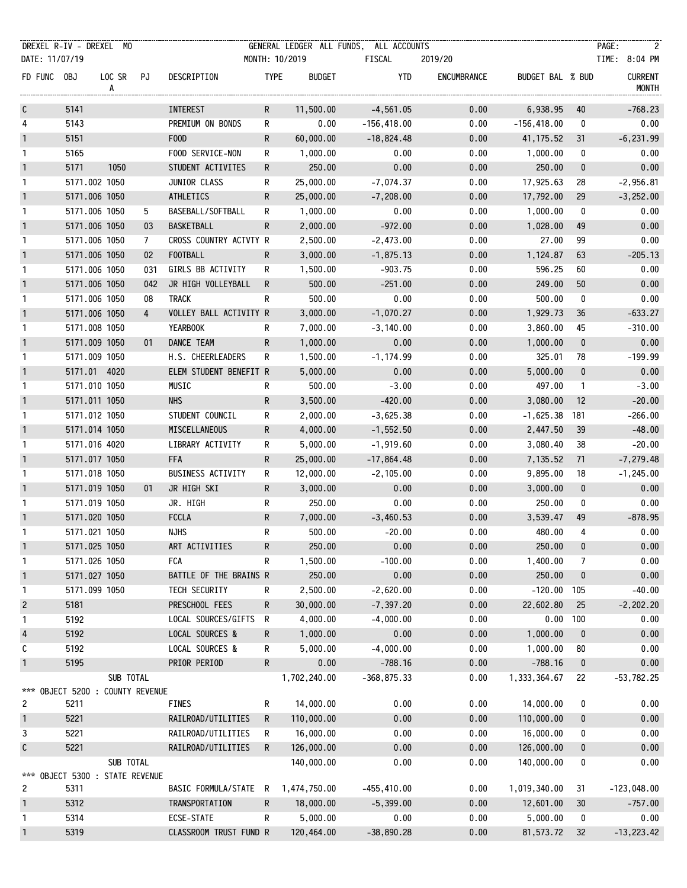DREXEL R-IV - DREXEL MO — GENERAL LEDGER ALL FUNDS, ALL ACCOUNTS
DATE: 11/07/19 — MONTH: 10/2019 — FISCAL 2019/20 — TIME: 8:04 PM

| FD | FUNC | OBJ | LOC | SR A | PJ | DESCRIPTION | TYPE | BUDGET | YTD | ENCUMBRANCE | BUDGET BAL | % BUD | CURRENT MONTH |
|---|---|---|---|---|---|---|---|---|---|---|---|---|---|
| C | | 5141 | | | | INTEREST | R | 11,500.00 | -4,561.05 | 0.00 | 6,938.95 | 40 | -768.23 |
| 4 | | 5143 | | | | PREMIUM ON BONDS | R | 0.00 | -156,418.00 | 0.00 | -156,418.00 | 0 | 0.00 |
| 1 | | 5151 | | | | FOOD | R | 60,000.00 | -18,824.48 | 0.00 | 41,175.52 | 31 | -6,231.99 |
| 1 | | 5165 | | | | FOOD SERVICE-NON | R | 1,000.00 | 0.00 | 0.00 | 1,000.00 | 0 | 0.00 |
| 1 | | 5171 | 1050 | | | STUDENT ACTIVITES | R | 250.00 | 0.00 | 0.00 | 250.00 | 0 | 0.00 |
| 1 | | 5171.002 | 1050 | | | JUNIOR CLASS | R | 25,000.00 | -7,074.37 | 0.00 | 17,925.63 | 28 | -2,956.81 |
| 1 | | 5171.006 | 1050 | | | ATHLETICS | R | 25,000.00 | -7,208.00 | 0.00 | 17,792.00 | 29 | -3,252.00 |
| 1 | | 5171.006 | 1050 | | 5 | BASEBALL/SOFTBALL | R | 1,000.00 | 0.00 | 0.00 | 1,000.00 | 0 | 0.00 |
| 1 | | 5171.006 | 1050 | | 03 | BASKETBALL | R | 2,000.00 | -972.00 | 0.00 | 1,028.00 | 49 | 0.00 |
| 1 | | 5171.006 | 1050 | | 7 | CROSS COUNTRY ACTVTY | R | 2,500.00 | -2,473.00 | 0.00 | 27.00 | 99 | 0.00 |
| 1 | | 5171.006 | 1050 | | 02 | FOOTBALL | R | 3,000.00 | -1,875.13 | 0.00 | 1,124.87 | 63 | -205.13 |
| 1 | | 5171.006 | 1050 | | 031 | GIRLS BB ACTIVITY | R | 1,500.00 | -903.75 | 0.00 | 596.25 | 60 | 0.00 |
| 1 | | 5171.006 | 1050 | | 042 | JR HIGH VOLLEYBALL | R | 500.00 | -251.00 | 0.00 | 249.00 | 50 | 0.00 |
| 1 | | 5171.006 | 1050 | | 08 | TRACK | R | 500.00 | 0.00 | 0.00 | 500.00 | 0 | 0.00 |
| 1 | | 5171.006 | 1050 | | 4 | VOLLEY BALL ACTIVITY | R | 3,000.00 | -1,070.27 | 0.00 | 1,929.73 | 36 | -633.27 |
| 1 | | 5171.008 | 1050 | | | YEARBOOK | R | 7,000.00 | -3,140.00 | 0.00 | 3,860.00 | 45 | -310.00 |
| 1 | | 5171.009 | 1050 | | 01 | DANCE TEAM | R | 1,000.00 | 0.00 | 0.00 | 1,000.00 | 0 | 0.00 |
| 1 | | 5171.009 | 1050 | | | H.S. CHEERLEADERS | R | 1,500.00 | -1,174.99 | 0.00 | 325.01 | 78 | -199.99 |
| 1 | | 5171.01 | 4020 | | | ELEM STUDENT BENEFIT | R | 5,000.00 | 0.00 | 0.00 | 5,000.00 | 0 | 0.00 |
| 1 | | 5171.010 | 1050 | | | MUSIC | R | 500.00 | -3.00 | 0.00 | 497.00 | 1 | -3.00 |
| 1 | | 5171.011 | 1050 | | | NHS | R | 3,500.00 | -420.00 | 0.00 | 3,080.00 | 12 | -20.00 |
| 1 | | 5171.012 | 1050 | | | STUDENT COUNCIL | R | 2,000.00 | -3,625.38 | 0.00 | -1,625.38 | 181 | -266.00 |
| 1 | | 5171.014 | 1050 | | | MISCELLANEOUS | R | 4,000.00 | -1,552.50 | 0.00 | 2,447.50 | 39 | -48.00 |
| 1 | | 5171.016 | 4020 | | | LIBRARY ACTIVITY | R | 5,000.00 | -1,919.60 | 0.00 | 3,080.40 | 38 | -20.00 |
| 1 | | 5171.017 | 1050 | | | FFA | R | 25,000.00 | -17,864.48 | 0.00 | 7,135.52 | 71 | -7,279.48 |
| 1 | | 5171.018 | 1050 | | | BUSINESS ACTIVITY | R | 12,000.00 | -2,105.00 | 0.00 | 9,895.00 | 18 | -1,245.00 |
| 1 | | 5171.019 | 1050 | | 01 | JR HIGH SKI | R | 3,000.00 | 0.00 | 0.00 | 3,000.00 | 0 | 0.00 |
| 1 | | 5171.019 | 1050 | | | JR. HIGH | R | 250.00 | 0.00 | 0.00 | 250.00 | 0 | 0.00 |
| 1 | | 5171.020 | 1050 | | | FCCLA | R | 7,000.00 | -3,460.53 | 0.00 | 3,539.47 | 49 | -878.95 |
| 1 | | 5171.021 | 1050 | | | NJHS | R | 500.00 | -20.00 | 0.00 | 480.00 | 4 | 0.00 |
| 1 | | 5171.025 | 1050 | | | ART ACTIVITIES | R | 250.00 | 0.00 | 0.00 | 250.00 | 0 | 0.00 |
| 1 | | 5171.026 | 1050 | | | FCA | R | 1,500.00 | -100.00 | 0.00 | 1,400.00 | 7 | 0.00 |
| 1 | | 5171.027 | 1050 | | | BATTLE OF THE BRAINS | R | 250.00 | 0.00 | 0.00 | 250.00 | 0 | 0.00 |
| 1 | | 5171.099 | 1050 | | | TECH SECURITY | R | 2,500.00 | -2,620.00 | 0.00 | -120.00 | 105 | -40.00 |
| 2 | | 5181 | | | | PRESCHOOL FEES | R | 30,000.00 | -7,397.20 | 0.00 | 22,602.80 | 25 | -2,202.20 |
| 1 | | 5192 | | | | LOCAL SOURCES/GIFTS | R | 4,000.00 | -4,000.00 | 0.00 | 0.00 | 100 | 0.00 |
| 4 | | 5192 | | | | LOCAL SOURCES & | R | 1,000.00 | 0.00 | 0.00 | 1,000.00 | 0 | 0.00 |
| C | | 5192 | | | | LOCAL SOURCES & | R | 5,000.00 | -4,000.00 | 0.00 | 1,000.00 | 80 | 0.00 |
| 1 | | 5195 | | | | PRIOR PERIOD | R | 0.00 | -788.16 | 0.00 | -788.16 | 0 | 0.00 |
| | | | SUB TOTAL | | | | | 1,702,240.00 | -368,875.33 | 0.00 | 1,333,364.67 | 22 | -53,782.25 |
| *** OBJECT 5200 : COUNTY REVENUE | | | | | | | | | | | | | |
| 2 | | 5211 | | | | FINES | R | 14,000.00 | 0.00 | 0.00 | 14,000.00 | 0 | 0.00 |
| 1 | | 5221 | | | | RAILROAD/UTILITIES | R | 110,000.00 | 0.00 | 0.00 | 110,000.00 | 0 | 0.00 |
| 3 | | 5221 | | | | RAILROAD/UTILITIES | R | 16,000.00 | 0.00 | 0.00 | 16,000.00 | 0 | 0.00 |
| C | | 5221 | | | | RAILROAD/UTILITIES | R | 126,000.00 | 0.00 | 0.00 | 126,000.00 | 0 | 0.00 |
| | | | SUB TOTAL | | | | | 140,000.00 | 0.00 | 0.00 | 140,000.00 | 0 | 0.00 |
| *** OBJECT 5300 : STATE REVENUE | | | | | | | | | | | | | |
| 2 | | 5311 | | | | BASIC FORMULA/STATE | R | 1,474,750.00 | -455,410.00 | 0.00 | 1,019,340.00 | 31 | -123,048.00 |
| 1 | | 5312 | | | | TRANSPORTATION | R | 18,000.00 | -5,399.00 | 0.00 | 12,601.00 | 30 | -757.00 |
| 1 | | 5314 | | | | ECSE-STATE | R | 5,000.00 | 0.00 | 0.00 | 5,000.00 | 0 | 0.00 |
| 1 | | 5319 | | | | CLASSROOM TRUST FUND | R | 120,464.00 | -38,890.28 | 0.00 | 81,573.72 | 32 | -13,223.42 |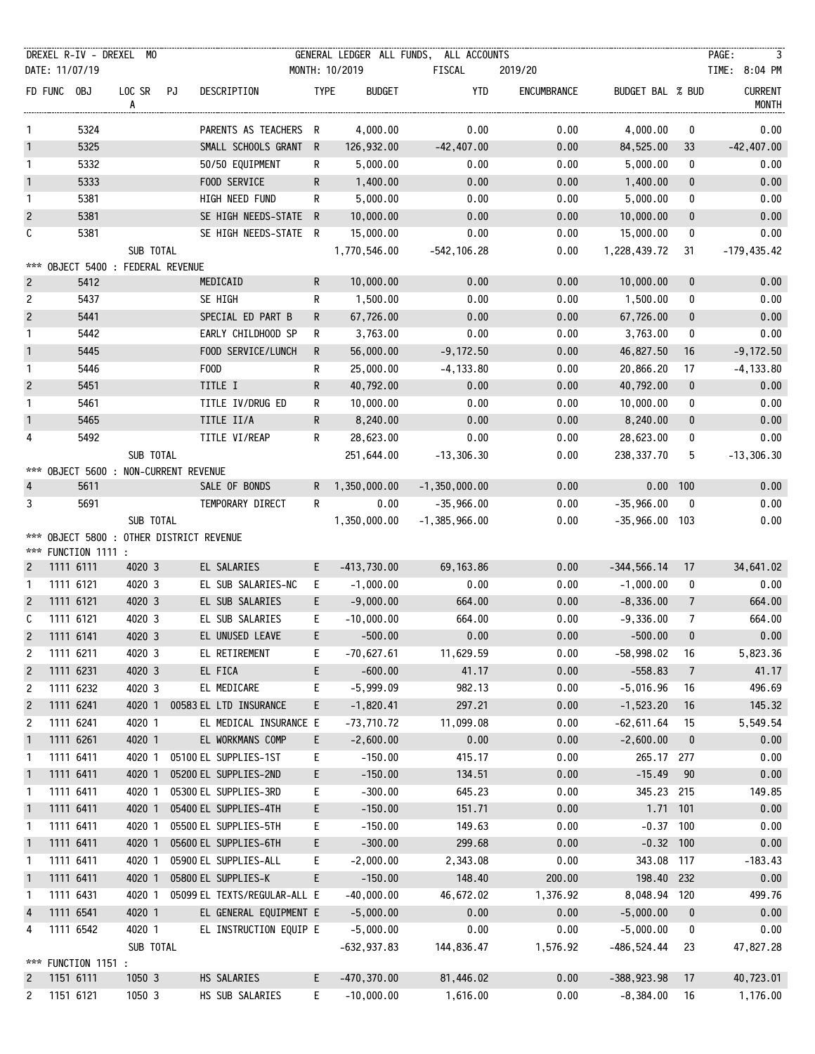DREXEL R-IV - DREXEL MO — GENERAL LEDGER ALL FUNDS, ALL ACCOUNTS

DATE: 11/07/19 — MONTH: 10/2019 — FISCAL 2019/20 — TIME: 8:04 PM

| FD | FUNC | OBJ | LOC | SR A | PJ | DESCRIPTION | TYPE | BUDGET | YTD | ENCUMBRANCE | BUDGET BAL | % BUD | CURRENT MONTH |
|---|---|---|---|---|---|---|---|---|---|---|---|---|---|
| 1 | | 5324 | | | | PARENTS AS TEACHERS | R | 4,000.00 | 0.00 | 0.00 | 4,000.00 | 0 | 0.00 |
| 1 | | 5325 | | | | SMALL SCHOOLS GRANT | R | 126,932.00 | -42,407.00 | 0.00 | 84,525.00 | 33 | -42,407.00 |
| 1 | | 5332 | | | | 50/50 EQUIPMENT | R | 5,000.00 | 0.00 | 0.00 | 5,000.00 | 0 | 0.00 |
| 1 | | 5333 | | | | FOOD SERVICE | R | 1,400.00 | 0.00 | 0.00 | 1,400.00 | 0 | 0.00 |
| 1 | | 5381 | | | | HIGH NEED FUND | R | 5,000.00 | 0.00 | 0.00 | 5,000.00 | 0 | 0.00 |
| 2 | | 5381 | | | | SE HIGH NEEDS-STATE | R | 10,000.00 | 0.00 | 0.00 | 10,000.00 | 0 | 0.00 |
| C | | 5381 | | | | SE HIGH NEEDS-STATE | R | 15,000.00 | 0.00 | 0.00 | 15,000.00 | 0 | 0.00 |
| | | | SUB TOTAL | | | | | 1,770,546.00 | -542,106.28 | 0.00 | 1,228,439.72 | 31 | -179,435.42 |
| *** OBJECT 5400 : FEDERAL REVENUE | | | | | | | | | | | | | |
| 2 | | 5412 | | | | MEDICAID | R | 10,000.00 | 0.00 | 0.00 | 10,000.00 | 0 | 0.00 |
| 2 | | 5437 | | | | SE HIGH | R | 1,500.00 | 0.00 | 0.00 | 1,500.00 | 0 | 0.00 |
| 2 | | 5441 | | | | SPECIAL ED PART B | R | 67,726.00 | 0.00 | 0.00 | 67,726.00 | 0 | 0.00 |
| 1 | | 5442 | | | | EARLY CHILDHOOD SP | R | 3,763.00 | 0.00 | 0.00 | 3,763.00 | 0 | 0.00 |
| 1 | | 5445 | | | | FOOD SERVICE/LUNCH | R | 56,000.00 | -9,172.50 | 0.00 | 46,827.50 | 16 | -9,172.50 |
| 1 | | 5446 | | | | FOOD | R | 25,000.00 | -4,133.80 | 0.00 | 20,866.20 | 17 | -4,133.80 |
| 2 | | 5451 | | | | TITLE I | R | 40,792.00 | 0.00 | 0.00 | 40,792.00 | 0 | 0.00 |
| 1 | | 5461 | | | | TITLE IV/DRUG ED | R | 10,000.00 | 0.00 | 0.00 | 10,000.00 | 0 | 0.00 |
| 1 | | 5465 | | | | TITLE II/A | R | 8,240.00 | 0.00 | 0.00 | 8,240.00 | 0 | 0.00 |
| 4 | | 5492 | | | | TITLE VI/REAP | R | 28,623.00 | 0.00 | 0.00 | 28,623.00 | 0 | 0.00 |
| | | | SUB TOTAL | | | | | 251,644.00 | -13,306.30 | 0.00 | 238,337.70 | 5 | -13,306.30 |
| *** OBJECT 5600 : NON-CURRENT REVENUE | | | | | | | | | | | | | |
| 4 | | 5611 | | | | SALE OF BONDS | R | 1,350,000.00 | -1,350,000.00 | 0.00 | 0.00 | 100 | 0.00 |
| 3 | | 5691 | | | | TEMPORARY DIRECT | R | 0.00 | -35,966.00 | 0.00 | -35,966.00 | 0 | 0.00 |
| | | | SUB TOTAL | | | | | 1,350,000.00 | -1,385,966.00 | 0.00 | -35,966.00 | 103 | 0.00 |
| *** OBJECT 5800 : OTHER DISTRICT REVENUE | | | | | | | | | | | | | |
| *** FUNCTION 1111 : | | | | | | | | | | | | | |
| 2 | 1111 | 6111 | 4020 | 3 | | EL SALARIES | E | -413,730.00 | 69,163.86 | 0.00 | -344,566.14 | 17 | 34,641.02 |
| 1 | 1111 | 6121 | 4020 | 3 | | EL SUB SALARIES-NC | E | -1,000.00 | 0.00 | 0.00 | -1,000.00 | 0 | 0.00 |
| 2 | 1111 | 6121 | 4020 | 3 | | EL SUB SALARIES | E | -9,000.00 | 664.00 | 0.00 | -8,336.00 | 7 | 664.00 |
| C | 1111 | 6121 | 4020 | 3 | | EL SUB SALARIES | E | -10,000.00 | 664.00 | 0.00 | -9,336.00 | 7 | 664.00 |
| 2 | 1111 | 6141 | 4020 | 3 | | EL UNUSED LEAVE | E | -500.00 | 0.00 | 0.00 | -500.00 | 0 | 0.00 |
| 2 | 1111 | 6211 | 4020 | 3 | | EL RETIREMENT | E | -70,627.61 | 11,629.59 | 0.00 | -58,998.02 | 16 | 5,823.36 |
| 2 | 1111 | 6231 | 4020 | 3 | | EL FICA | E | -600.00 | 41.17 | 0.00 | -558.83 | 7 | 41.17 |
| 2 | 1111 | 6232 | 4020 | 3 | | EL MEDICARE | E | -5,999.09 | 982.13 | 0.00 | -5,016.96 | 16 | 496.69 |
| 2 | 1111 | 6241 | 4020 | 1 | 00583 | EL LTD INSURANCE | E | -1,820.41 | 297.21 | 0.00 | -1,523.20 | 16 | 145.32 |
| 2 | 1111 | 6241 | 4020 | 1 | | EL MEDICAL INSURANCE | E | -73,710.72 | 11,099.08 | 0.00 | -62,611.64 | 15 | 5,549.54 |
| 1 | 1111 | 6261 | 4020 | 1 | | EL WORKMANS COMP | E | -2,600.00 | 0.00 | 0.00 | -2,600.00 | 0 | 0.00 |
| 1 | 1111 | 6411 | 4020 | 1 | 05100 | EL SUPPLIES-1ST | E | -150.00 | 415.17 | 0.00 | 265.17 | 277 | 0.00 |
| 1 | 1111 | 6411 | 4020 | 1 | 05200 | EL SUPPLIES-2ND | E | -150.00 | 134.51 | 0.00 | -15.49 | 90 | 0.00 |
| 1 | 1111 | 6411 | 4020 | 1 | 05300 | EL SUPPLIES-3RD | E | -300.00 | 645.23 | 0.00 | 345.23 | 215 | 149.85 |
| 1 | 1111 | 6411 | 4020 | 1 | 05400 | EL SUPPLIES-4TH | E | -150.00 | 151.71 | 0.00 | 1.71 | 101 | 0.00 |
| 1 | 1111 | 6411 | 4020 | 1 | 05500 | EL SUPPLIES-5TH | E | -150.00 | 149.63 | 0.00 | -0.37 | 100 | 0.00 |
| 1 | 1111 | 6411 | 4020 | 1 | 05600 | EL SUPPLIES-6TH | E | -300.00 | 299.68 | 0.00 | -0.32 | 100 | 0.00 |
| 1 | 1111 | 6411 | 4020 | 1 | 05900 | EL SUPPLIES-ALL | E | -2,000.00 | 2,343.08 | 0.00 | 343.08 | 117 | -183.43 |
| 1 | 1111 | 6411 | 4020 | 1 | 05800 | EL SUPPLIES-K | E | -150.00 | 148.40 | 200.00 | 198.40 | 232 | 0.00 |
| 1 | 1111 | 6431 | 4020 | 1 | 05099 | EL TEXTS/REGULAR-ALL | E | -40,000.00 | 46,672.02 | 1,376.92 | 8,048.94 | 120 | 499.76 |
| 4 | 1111 | 6541 | 4020 | 1 | | EL GENERAL EQUIPMENT | E | -5,000.00 | 0.00 | 0.00 | -5,000.00 | 0 | 0.00 |
| 4 | 1111 | 6542 | 4020 | 1 | | EL INSTRUCTION EQUIP | E | -5,000.00 | 0.00 | 0.00 | -5,000.00 | 0 | 0.00 |
| | | | SUB TOTAL | | | | | -632,937.83 | 144,836.47 | 1,576.92 | -486,524.44 | 23 | 47,827.28 |
| *** FUNCTION 1151 : | | | | | | | | | | | | | |
| 2 | 1151 | 6111 | 1050 | 3 | | HS SALARIES | E | -470,370.00 | 81,446.02 | 0.00 | -388,923.98 | 17 | 40,723.01 |
| 2 | 1151 | 6121 | 1050 | 3 | | HS SUB SALARIES | E | -10,000.00 | 1,616.00 | 0.00 | -8,384.00 | 16 | 1,176.00 |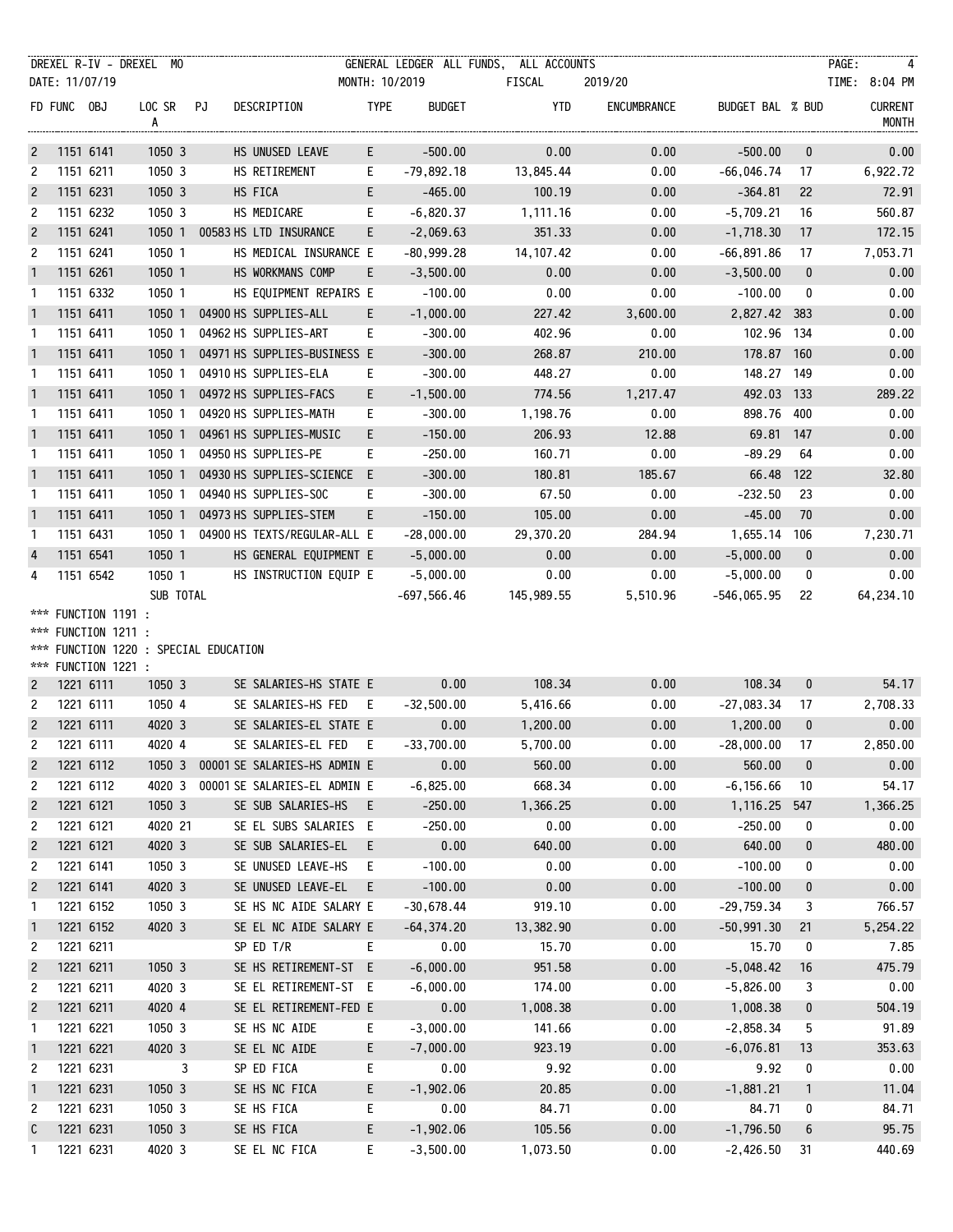DREXEL R-IV - DREXEL MO — GENERAL LEDGER ALL FUNDS, ALL ACCOUNTS
DATE: 11/07/19 — MONTH: 10/2019 — FISCAL 2019/20 — TIME: 8:04 PM

| FD | FUNC | OBJ | LOC | SR A | PJ | DESCRIPTION | TYPE | BUDGET | YTD | ENCUMBRANCE | BUDGET BAL | % BUD | CURRENT MONTH |
|---|---|---|---|---|---|---|---|---|---|---|---|---|---|
| 2 | 1151 | 6141 | 1050 | 3 | | HS UNUSED LEAVE | E | -500.00 | 0.00 | 0.00 | -500.00 | 0 | 0.00 |
| 2 | 1151 | 6211 | 1050 | 3 | | HS RETIREMENT | E | -79,892.18 | 13,845.44 | 0.00 | -66,046.74 | 17 | 6,922.72 |
| 2 | 1151 | 6231 | 1050 | 3 | | HS FICA | E | -465.00 | 100.19 | 0.00 | -364.81 | 22 | 72.91 |
| 2 | 1151 | 6232 | 1050 | 3 | | HS MEDICARE | E | -6,820.37 | 1,111.16 | 0.00 | -5,709.21 | 16 | 560.87 |
| 2 | 1151 | 6241 | 1050 | 1 | 00583 | HS LTD INSURANCE | E | -2,069.63 | 351.33 | 0.00 | -1,718.30 | 17 | 172.15 |
| 2 | 1151 | 6241 | 1050 | 1 | | HS MEDICAL INSURANCE | E | -80,999.28 | 14,107.42 | 0.00 | -66,891.86 | 17 | 7,053.71 |
| 1 | 1151 | 6261 | 1050 | 1 | | HS WORKMANS COMP | E | -3,500.00 | 0.00 | 0.00 | -3,500.00 | 0 | 0.00 |
| 1 | 1151 | 6332 | 1050 | 1 | | HS EQUIPMENT REPAIRS | E | -100.00 | 0.00 | 0.00 | -100.00 | 0 | 0.00 |
| 1 | 1151 | 6411 | 1050 | 1 | 04900 | HS SUPPLIES-ALL | E | -1,000.00 | 227.42 | 3,600.00 | 2,827.42 | 383 | 0.00 |
| 1 | 1151 | 6411 | 1050 | 1 | 04962 | HS SUPPLIES-ART | E | -300.00 | 402.96 | 0.00 | 102.96 | 134 | 0.00 |
| 1 | 1151 | 6411 | 1050 | 1 | 04971 | HS SUPPLIES-BUSINESS | E | -300.00 | 268.87 | 210.00 | 178.87 | 160 | 0.00 |
| 1 | 1151 | 6411 | 1050 | 1 | 04910 | HS SUPPLIES-ELA | E | -300.00 | 448.27 | 0.00 | 148.27 | 149 | 0.00 |
| 1 | 1151 | 6411 | 1050 | 1 | 04972 | HS SUPPLIES-FACS | E | -1,500.00 | 774.56 | 1,217.47 | 492.03 | 133 | 289.22 |
| 1 | 1151 | 6411 | 1050 | 1 | 04920 | HS SUPPLIES-MATH | E | -300.00 | 1,198.76 | 0.00 | 898.76 | 400 | 0.00 |
| 1 | 1151 | 6411 | 1050 | 1 | 04961 | HS SUPPLIES-MUSIC | E | -150.00 | 206.93 | 12.88 | 69.81 | 147 | 0.00 |
| 1 | 1151 | 6411 | 1050 | 1 | 04950 | HS SUPPLIES-PE | E | -250.00 | 160.71 | 0.00 | -89.29 | 64 | 0.00 |
| 1 | 1151 | 6411 | 1050 | 1 | 04930 | HS SUPPLIES-SCIENCE | E | -300.00 | 180.81 | 185.67 | 66.48 | 122 | 32.80 |
| 1 | 1151 | 6411 | 1050 | 1 | 04940 | HS SUPPLIES-SOC | E | -300.00 | 67.50 | 0.00 | -232.50 | 23 | 0.00 |
| 1 | 1151 | 6411 | 1050 | 1 | 04973 | HS SUPPLIES-STEM | E | -150.00 | 105.00 | 0.00 | -45.00 | 70 | 0.00 |
| 1 | 1151 | 6431 | 1050 | 1 | 04900 | HS TEXTS/REGULAR-ALL | E | -28,000.00 | 29,370.20 | 284.94 | 1,655.14 | 106 | 7,230.71 |
| 4 | 1151 | 6541 | 1050 | 1 | | HS GENERAL EQUIPMENT | E | -5,000.00 | 0.00 | 0.00 | -5,000.00 | 0 | 0.00 |
| 4 | 1151 | 6542 | 1050 | 1 | | HS INSTRUCTION EQUIP | E | -5,000.00 | 0.00 | 0.00 | -5,000.00 | 0 | 0.00 |
| | | | SUB TOTAL | | | | | -697,566.46 | 145,989.55 | 5,510.96 | -546,065.95 | 22 | 64,234.10 |

*** FUNCTION 1191 :
*** FUNCTION 1211 :
*** FUNCTION 1220 : SPECIAL EDUCATION
*** FUNCTION 1221 :

| FD | FUNC | OBJ | LOC | SR A | PJ | DESCRIPTION | TYPE | BUDGET | YTD | ENCUMBRANCE | BUDGET BAL | % BUD | CURRENT MONTH |
|---|---|---|---|---|---|---|---|---|---|---|---|---|---|
| 2 | 1221 | 6111 | 1050 | 3 | | SE SALARIES-HS STATE | E | 0.00 | 108.34 | 0.00 | 108.34 | 0 | 54.17 |
| 2 | 1221 | 6111 | 1050 | 4 | | SE SALARIES-HS FED | E | -32,500.00 | 5,416.66 | 0.00 | -27,083.34 | 17 | 2,708.33 |
| 2 | 1221 | 6111 | 4020 | 3 | | SE SALARIES-EL STATE | E | 0.00 | 1,200.00 | 0.00 | 1,200.00 | 0 | 0.00 |
| 2 | 1221 | 6111 | 4020 | 4 | | SE SALARIES-EL FED | E | -33,700.00 | 5,700.00 | 0.00 | -28,000.00 | 17 | 2,850.00 |
| 2 | 1221 | 6112 | 1050 | 3 | 00001 | SE SALARIES-HS ADMIN | E | 0.00 | 560.00 | 0.00 | 560.00 | 0 | 0.00 |
| 2 | 1221 | 6112 | 4020 | 3 | 00001 | SE SALARIES-EL ADMIN | E | -6,825.00 | 668.34 | 0.00 | -6,156.66 | 10 | 54.17 |
| 2 | 1221 | 6121 | 1050 | 3 | | SE SUB SALARIES-HS | E | -250.00 | 1,366.25 | 0.00 | 1,116.25 | 547 | 1,366.25 |
| 2 | 1221 | 6121 | 4020 | 21 | | SE EL SUBS SALARIES | E | -250.00 | 0.00 | 0.00 | -250.00 | 0 | 0.00 |
| 2 | 1221 | 6121 | 4020 | 3 | | SE SUB SALARIES-EL | E | 0.00 | 640.00 | 0.00 | 640.00 | 0 | 480.00 |
| 2 | 1221 | 6141 | 1050 | 3 | | SE UNUSED LEAVE-HS | E | -100.00 | 0.00 | 0.00 | -100.00 | 0 | 0.00 |
| 2 | 1221 | 6141 | 4020 | 3 | | SE UNUSED LEAVE-EL | E | -100.00 | 0.00 | 0.00 | -100.00 | 0 | 0.00 |
| 1 | 1221 | 6152 | 1050 | 3 | | SE HS NC AIDE SALARY | E | -30,678.44 | 919.10 | 0.00 | -29,759.34 | 3 | 766.57 |
| 1 | 1221 | 6152 | 4020 | 3 | | SE EL NC AIDE SALARY | E | -64,374.20 | 13,382.90 | 0.00 | -50,991.30 | 21 | 5,254.22 |
| 2 | 1221 | 6211 | | | | SP ED T/R | E | 0.00 | 15.70 | 0.00 | 15.70 | 0 | 7.85 |
| 2 | 1221 | 6211 | 1050 | 3 | | SE HS RETIREMENT-ST | E | -6,000.00 | 951.58 | 0.00 | -5,048.42 | 16 | 475.79 |
| 2 | 1221 | 6211 | 4020 | 3 | | SE EL RETIREMENT-ST | E | -6,000.00 | 174.00 | 0.00 | -5,826.00 | 3 | 0.00 |
| 2 | 1221 | 6211 | 4020 | 4 | | SE EL RETIREMENT-FED | E | 0.00 | 1,008.38 | 0.00 | 1,008.38 | 0 | 504.19 |
| 1 | 1221 | 6221 | 1050 | 3 | | SE HS NC AIDE | E | -3,000.00 | 141.66 | 0.00 | -2,858.34 | 5 | 91.89 |
| 1 | 1221 | 6221 | 4020 | 3 | | SE EL NC AIDE | E | -7,000.00 | 923.19 | 0.00 | -6,076.81 | 13 | 353.63 |
| 2 | 1221 | 6231 | | 3 | | SP ED FICA | E | 0.00 | 9.92 | 0.00 | 9.92 | 0 | 0.00 |
| 1 | 1221 | 6231 | 1050 | 3 | | SE HS NC FICA | E | -1,902.06 | 20.85 | 0.00 | -1,881.21 | 1 | 11.04 |
| 2 | 1221 | 6231 | 1050 | 3 | | SE HS FICA | E | 0.00 | 84.71 | 0.00 | 84.71 | 0 | 84.71 |
| C | 1221 | 6231 | 1050 | 3 | | SE HS FICA | E | -1,902.06 | 105.56 | 0.00 | -1,796.50 | 6 | 95.75 |
| 1 | 1221 | 6231 | 4020 | 3 | | SE EL NC FICA | E | -3,500.00 | 1,073.50 | 0.00 | -2,426.50 | 31 | 440.69 |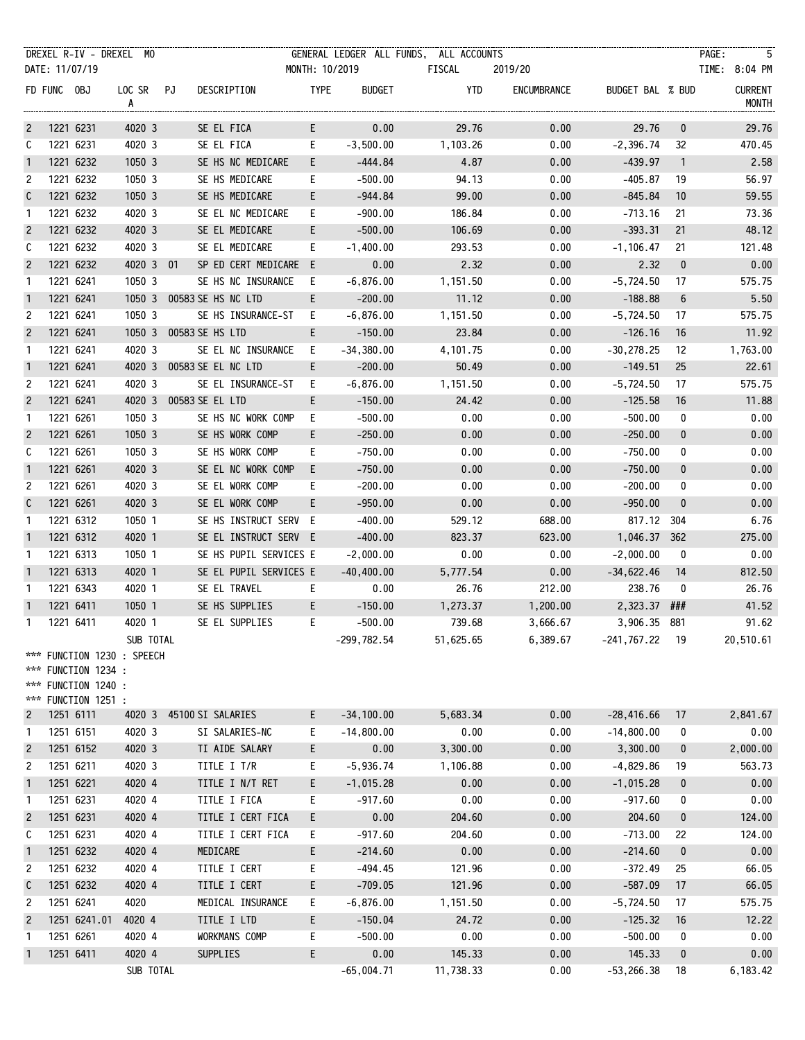DREXEL R-IV - DREXEL MO — GENERAL LEDGER ALL FUNDS, ALL ACCOUNTS

DATE: 11/07/19 — MONTH: 10/2019 — FISCAL 2019/20 — TIME: 8:04 PM

| FD | FUNC | OBJ | LOC | SR A | PJ | DESCRIPTION | TYPE | BUDGET | YTD | ENCUMBRANCE | BUDGET BAL | % BUD | CURRENT MONTH |
|---|---|---|---|---|---|---|---|---|---|---|---|---|---|
| 2 | 1221 | 6231 | 4020 | 3 | | SE EL FICA | E | 0.00 | 29.76 | 0.00 | 29.76 | 0 | 29.76 |
| C | 1221 | 6231 | 4020 | 3 | | SE EL FICA | E | -3,500.00 | 1,103.26 | 0.00 | -2,396.74 | 32 | 470.45 |
| 1 | 1221 | 6232 | 1050 | 3 | | SE HS NC MEDICARE | E | -444.84 | 4.87 | 0.00 | -439.97 | 1 | 2.58 |
| 2 | 1221 | 6232 | 1050 | 3 | | SE HS MEDICARE | E | -500.00 | 94.13 | 0.00 | -405.87 | 19 | 56.97 |
| C | 1221 | 6232 | 1050 | 3 | | SE HS MEDICARE | E | -944.84 | 99.00 | 0.00 | -845.84 | 10 | 59.55 |
| 1 | 1221 | 6232 | 4020 | 3 | | SE EL NC MEDICARE | E | -900.00 | 186.84 | 0.00 | -713.16 | 21 | 73.36 |
| 2 | 1221 | 6232 | 4020 | 3 | | SE EL MEDICARE | E | -500.00 | 106.69 | 0.00 | -393.31 | 21 | 48.12 |
| C | 1221 | 6232 | 4020 | 3 | | SE EL MEDICARE | E | -1,400.00 | 293.53 | 0.00 | -1,106.47 | 21 | 121.48 |
| 2 | 1221 | 6232 | 4020 | 3 | 01 | SP ED CERT MEDICARE | E | 0.00 | 2.32 | 0.00 | 2.32 | 0 | 0.00 |
| 1 | 1221 | 6241 | 1050 | 3 | | SE HS NC INSURANCE | E | -6,876.00 | 1,151.50 | 0.00 | -5,724.50 | 17 | 575.75 |
| 1 | 1221 | 6241 | 1050 | 3 | 00583 | SE HS NC LTD | E | -200.00 | 11.12 | 0.00 | -188.88 | 6 | 5.50 |
| 2 | 1221 | 6241 | 1050 | 3 | | SE HS INSURANCE-ST | E | -6,876.00 | 1,151.50 | 0.00 | -5,724.50 | 17 | 575.75 |
| 2 | 1221 | 6241 | 1050 | 3 | 00583 | SE HS LTD | E | -150.00 | 23.84 | 0.00 | -126.16 | 16 | 11.92 |
| 1 | 1221 | 6241 | 4020 | 3 | | SE EL NC INSURANCE | E | -34,380.00 | 4,101.75 | 0.00 | -30,278.25 | 12 | 1,763.00 |
| 1 | 1221 | 6241 | 4020 | 3 | 00583 | SE EL NC LTD | E | -200.00 | 50.49 | 0.00 | -149.51 | 25 | 22.61 |
| 2 | 1221 | 6241 | 4020 | 3 | | SE EL INSURANCE-ST | E | -6,876.00 | 1,151.50 | 0.00 | -5,724.50 | 17 | 575.75 |
| 2 | 1221 | 6241 | 4020 | 3 | 00583 | SE EL LTD | E | -150.00 | 24.42 | 0.00 | -125.58 | 16 | 11.88 |
| 1 | 1221 | 6261 | 1050 | 3 | | SE HS NC WORK COMP | E | -500.00 | 0.00 | 0.00 | -500.00 | 0 | 0.00 |
| 2 | 1221 | 6261 | 1050 | 3 | | SE HS WORK COMP | E | -250.00 | 0.00 | 0.00 | -250.00 | 0 | 0.00 |
| C | 1221 | 6261 | 1050 | 3 | | SE HS WORK COMP | E | -750.00 | 0.00 | 0.00 | -750.00 | 0 | 0.00 |
| 1 | 1221 | 6261 | 4020 | 3 | | SE EL NC WORK COMP | E | -750.00 | 0.00 | 0.00 | -750.00 | 0 | 0.00 |
| 2 | 1221 | 6261 | 4020 | 3 | | SE EL WORK COMP | E | -200.00 | 0.00 | 0.00 | -200.00 | 0 | 0.00 |
| C | 1221 | 6261 | 4020 | 3 | | SE EL WORK COMP | E | -950.00 | 0.00 | 0.00 | -950.00 | 0 | 0.00 |
| 1 | 1221 | 6312 | 1050 | 1 | | SE HS INSTRUCT SERV | E | -400.00 | 529.12 | 688.00 | 817.12 | 304 | 6.76 |
| 1 | 1221 | 6312 | 4020 | 1 | | SE EL INSTRUCT SERV | E | -400.00 | 823.37 | 623.00 | 1,046.37 | 362 | 275.00 |
| 1 | 1221 | 6313 | 1050 | 1 | | SE HS PUPIL SERVICES | E | -2,000.00 | 0.00 | 0.00 | -2,000.00 | 0 | 0.00 |
| 1 | 1221 | 6313 | 4020 | 1 | | SE EL PUPIL SERVICES | E | -40,400.00 | 5,777.54 | 0.00 | -34,622.46 | 14 | 812.50 |
| 1 | 1221 | 6343 | 4020 | 1 | | SE EL TRAVEL | E | 0.00 | 26.76 | 212.00 | 238.76 | 0 | 26.76 |
| 1 | 1221 | 6411 | 1050 | 1 | | SE HS SUPPLIES | E | -150.00 | 1,273.37 | 1,200.00 | 2,323.37 | ### | 41.52 |
| 1 | 1221 | 6411 | 4020 | 1 | | SE EL SUPPLIES | E | -500.00 | 739.68 | 3,666.67 | 3,906.35 | 881 | 91.62 |
| | | | SUB TOTAL | | | | | -299,782.54 | 51,625.65 | 6,389.67 | -241,767.22 | 19 | 20,510.61 |

*** FUNCTION 1230 : SPEECH
*** FUNCTION 1234 :
*** FUNCTION 1240 :
*** FUNCTION 1251 :

| FD | FUNC | OBJ | LOC | SR A | PJ | DESCRIPTION | TYPE | BUDGET | YTD | ENCUMBRANCE | BUDGET BAL | % BUD | CURRENT MONTH |
|---|---|---|---|---|---|---|---|---|---|---|---|---|---|
| 2 | 1251 | 6111 | 4020 | 3 | 45100 | SI SALARIES | E | -34,100.00 | 5,683.34 | 0.00 | -28,416.66 | 17 | 2,841.67 |
| 1 | 1251 | 6151 | 4020 | 3 | | SI SALARIES-NC | E | -14,800.00 | 0.00 | 0.00 | -14,800.00 | 0 | 0.00 |
| 2 | 1251 | 6152 | 4020 | 3 | | TI AIDE SALARY | E | 0.00 | 3,300.00 | 0.00 | 3,300.00 | 0 | 2,000.00 |
| 2 | 1251 | 6211 | 4020 | 3 | | TITLE I T/R | E | -5,936.74 | 1,106.88 | 0.00 | -4,829.86 | 19 | 563.73 |
| 1 | 1251 | 6221 | 4020 | 4 | | TITLE I N/T RET | E | -1,015.28 | 0.00 | 0.00 | -1,015.28 | 0 | 0.00 |
| 1 | 1251 | 6231 | 4020 | 4 | | TITLE I FICA | E | -917.60 | 0.00 | 0.00 | -917.60 | 0 | 0.00 |
| 2 | 1251 | 6231 | 4020 | 4 | | TITLE I CERT FICA | E | 0.00 | 204.60 | 0.00 | 204.60 | 0 | 124.00 |
| C | 1251 | 6231 | 4020 | 4 | | TITLE I CERT FICA | E | -917.60 | 204.60 | 0.00 | -713.00 | 22 | 124.00 |
| 1 | 1251 | 6232 | 4020 | 4 | | MEDICARE | E | -214.60 | 0.00 | 0.00 | -214.60 | 0 | 0.00 |
| 2 | 1251 | 6232 | 4020 | 4 | | TITLE I CERT | E | -494.45 | 121.96 | 0.00 | -372.49 | 25 | 66.05 |
| C | 1251 | 6232 | 4020 | 4 | | TITLE I CERT | E | -709.05 | 121.96 | 0.00 | -587.09 | 17 | 66.05 |
| 2 | 1251 | 6241 | 4020 | | | MEDICAL INSURANCE | E | -6,876.00 | 1,151.50 | 0.00 | -5,724.50 | 17 | 575.75 |
| 2 | 1251 | 6241.01 | 4020 | 4 | | TITLE I LTD | E | -150.04 | 24.72 | 0.00 | -125.32 | 16 | 12.22 |
| 1 | 1251 | 6261 | 4020 | 4 | | WORKMANS COMP | E | -500.00 | 0.00 | 0.00 | -500.00 | 0 | 0.00 |
| 1 | 1251 | 6411 | 4020 | 4 | | SUPPLIES | E | 0.00 | 145.33 | 0.00 | 145.33 | 0 | 0.00 |
| | | | SUB TOTAL | | | | | -65,004.71 | 11,738.33 | 0.00 | -53,266.38 | 18 | 6,183.42 |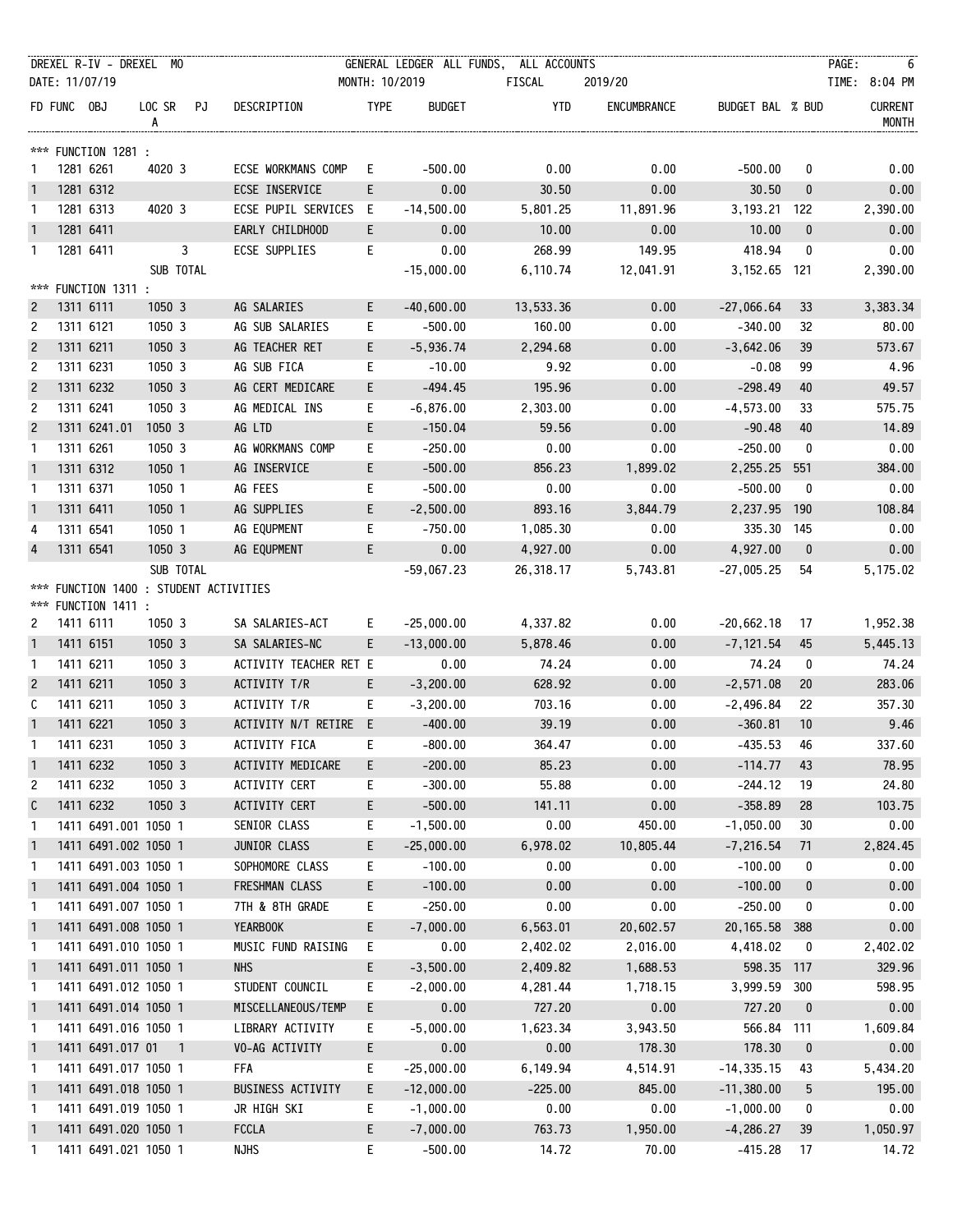DREXEL R-IV - DREXEL MO — GENERAL LEDGER ALL FUNDS, ALL ACCOUNTS

DATE: 11/07/19 — MONTH: 10/2019 — FISCAL 2019/20 — TIME: 8:04 PM

| FD | FUNC | OBJ | LOC | SRA | PJ | DESCRIPTION | TYPE | BUDGET | YTD | ENCUMBRANCE | BUDGET BAL | % BUD | CURRENT MONTH |
|---|---|---|---|---|---|---|---|---|---|---|---|---|---|
| *** FUNCTION 1281 : | | | | | | | | | | | | | |
| 1 | 1281 | 6261 | 4020 | 3 | | ECSE WORKMANS COMP | E | -500.00 | 0.00 | 0.00 | -500.00 | 0 | 0.00 |
| 1 | 1281 | 6312 | | | | ECSE INSERVICE | E | 0.00 | 30.50 | 0.00 | 30.50 | 0 | 0.00 |
| 1 | 1281 | 6313 | 4020 | 3 | | ECSE PUPIL SERVICES | E | -14,500.00 | 5,801.25 | 11,891.96 | 3,193.21 | 122 | 2,390.00 |
| 1 | 1281 | 6411 | | | | EARLY CHILDHOOD | E | 0.00 | 10.00 | 0.00 | 10.00 | 0 | 0.00 |
| 1 | 1281 | 6411 | | 3 | | ECSE SUPPLIES | E | 0.00 | 268.99 | 149.95 | 418.94 | 0 | 0.00 |
| | | | SUB TOTAL | | | | | -15,000.00 | 6,110.74 | 12,041.91 | 3,152.65 | 121 | 2,390.00 |
| *** FUNCTION 1311 : | | | | | | | | | | | | | |
| 2 | 1311 | 6111 | 1050 | 3 | | AG SALARIES | E | -40,600.00 | 13,533.36 | 0.00 | -27,066.64 | 33 | 3,383.34 |
| 2 | 1311 | 6121 | 1050 | 3 | | AG SUB SALARIES | E | -500.00 | 160.00 | 0.00 | -340.00 | 32 | 80.00 |
| 2 | 1311 | 6211 | 1050 | 3 | | AG TEACHER RET | E | -5,936.74 | 2,294.68 | 0.00 | -3,642.06 | 39 | 573.67 |
| 2 | 1311 | 6231 | 1050 | 3 | | AG SUB FICA | E | -10.00 | 9.92 | 0.00 | -0.08 | 99 | 4.96 |
| 2 | 1311 | 6232 | 1050 | 3 | | AG CERT MEDICARE | E | -494.45 | 195.96 | 0.00 | -298.49 | 40 | 49.57 |
| 2 | 1311 | 6241 | 1050 | 3 | | AG MEDICAL INS | E | -6,876.00 | 2,303.00 | 0.00 | -4,573.00 | 33 | 575.75 |
| 2 | 1311 | 6241.01 | 1050 | 3 | | AG LTD | E | -150.04 | 59.56 | 0.00 | -90.48 | 40 | 14.89 |
| 1 | 1311 | 6261 | 1050 | 3 | | AG WORKMANS COMP | E | -250.00 | 0.00 | 0.00 | -250.00 | 0 | 0.00 |
| 1 | 1311 | 6312 | 1050 | 1 | | AG INSERVICE | E | -500.00 | 856.23 | 1,899.02 | 2,255.25 | 551 | 384.00 |
| 1 | 1311 | 6371 | 1050 | 1 | | AG FEES | E | -500.00 | 0.00 | 0.00 | -500.00 | 0 | 0.00 |
| 1 | 1311 | 6411 | 1050 | 1 | | AG SUPPLIES | E | -2,500.00 | 893.16 | 3,844.79 | 2,237.95 | 190 | 108.84 |
| 4 | 1311 | 6541 | 1050 | 1 | | AG EQUPMENT | E | -750.00 | 1,085.30 | 0.00 | 335.30 | 145 | 0.00 |
| 4 | 1311 | 6541 | 1050 | 3 | | AG EQUPMENT | E | 0.00 | 4,927.00 | 0.00 | 4,927.00 | 0 | 0.00 |
| | | | SUB TOTAL | | | | | -59,067.23 | 26,318.17 | 5,743.81 | -27,005.25 | 54 | 5,175.02 |
| *** FUNCTION 1400 : STUDENT ACTIVITIES | | | | | | | | | | | | | |
| *** FUNCTION 1411 : | | | | | | | | | | | | | |
| 2 | 1411 | 6111 | 1050 | 3 | | SA SALARIES-ACT | E | -25,000.00 | 4,337.82 | 0.00 | -20,662.18 | 17 | 1,952.38 |
| 1 | 1411 | 6151 | 1050 | 3 | | SA SALARIES-NC | E | -13,000.00 | 5,878.46 | 0.00 | -7,121.54 | 45 | 5,445.13 |
| 1 | 1411 | 6211 | 1050 | 3 | | ACTIVITY TEACHER RET | E | 0.00 | 74.24 | 0.00 | 74.24 | 0 | 74.24 |
| 2 | 1411 | 6211 | 1050 | 3 | | ACTIVITY T/R | E | -3,200.00 | 628.92 | 0.00 | -2,571.08 | 20 | 283.06 |
| C | 1411 | 6211 | 1050 | 3 | | ACTIVITY T/R | E | -3,200.00 | 703.16 | 0.00 | -2,496.84 | 22 | 357.30 |
| 1 | 1411 | 6221 | 1050 | 3 | | ACTIVITY N/T RETIRE | E | -400.00 | 39.19 | 0.00 | -360.81 | 10 | 9.46 |
| 1 | 1411 | 6231 | 1050 | 3 | | ACTIVITY FICA | E | -800.00 | 364.47 | 0.00 | -435.53 | 46 | 337.60 |
| 1 | 1411 | 6232 | 1050 | 3 | | ACTIVITY MEDICARE | E | -200.00 | 85.23 | 0.00 | -114.77 | 43 | 78.95 |
| 2 | 1411 | 6232 | 1050 | 3 | | ACTIVITY CERT | E | -300.00 | 55.88 | 0.00 | -244.12 | 19 | 24.80 |
| C | 1411 | 6232 | 1050 | 3 | | ACTIVITY CERT | E | -500.00 | 141.11 | 0.00 | -358.89 | 28 | 103.75 |
| 1 | 1411 | 6491.001 | 1050 | 1 | | SENIOR CLASS | E | -1,500.00 | 0.00 | 450.00 | -1,050.00 | 30 | 0.00 |
| 1 | 1411 | 6491.002 | 1050 | 1 | | JUNIOR CLASS | E | -25,000.00 | 6,978.02 | 10,805.44 | -7,216.54 | 71 | 2,824.45 |
| 1 | 1411 | 6491.003 | 1050 | 1 | | SOPHOMORE CLASS | E | -100.00 | 0.00 | 0.00 | -100.00 | 0 | 0.00 |
| 1 | 1411 | 6491.004 | 1050 | 1 | | FRESHMAN CLASS | E | -100.00 | 0.00 | 0.00 | -100.00 | 0 | 0.00 |
| 1 | 1411 | 6491.007 | 1050 | 1 | | 7TH & 8TH GRADE | E | -250.00 | 0.00 | 0.00 | -250.00 | 0 | 0.00 |
| 1 | 1411 | 6491.008 | 1050 | 1 | | YEARBOOK | E | -7,000.00 | 6,563.01 | 20,602.57 | 20,165.58 | 388 | 0.00 |
| 1 | 1411 | 6491.010 | 1050 | 1 | | MUSIC FUND RAISING | E | 0.00 | 2,402.02 | 2,016.00 | 4,418.02 | 0 | 2,402.02 |
| 1 | 1411 | 6491.011 | 1050 | 1 | | NHS | E | -3,500.00 | 2,409.82 | 1,688.53 | 598.35 | 117 | 329.96 |
| 1 | 1411 | 6491.012 | 1050 | 1 | | STUDENT COUNCIL | E | -2,000.00 | 4,281.44 | 1,718.15 | 3,999.59 | 300 | 598.95 |
| 1 | 1411 | 6491.014 | 1050 | 1 | | MISCELLANEOUS/TEMP | E | 0.00 | 727.20 | 0.00 | 727.20 | 0 | 0.00 |
| 1 | 1411 | 6491.016 | 1050 | 1 | | LIBRARY ACTIVITY | E | -5,000.00 | 1,623.34 | 3,943.50 | 566.84 | 111 | 1,609.84 |
| 1 | 1411 | 6491.017 | 01 | 1 | | VO-AG ACTIVITY | E | 0.00 | 0.00 | 178.30 | 178.30 | 0 | 0.00 |
| 1 | 1411 | 6491.017 | 1050 | 1 | | FFA | E | -25,000.00 | 6,149.94 | 4,514.91 | -14,335.15 | 43 | 5,434.20 |
| 1 | 1411 | 6491.018 | 1050 | 1 | | BUSINESS ACTIVITY | E | -12,000.00 | -225.00 | 845.00 | -11,380.00 | 5 | 195.00 |
| 1 | 1411 | 6491.019 | 1050 | 1 | | JR HIGH SKI | E | -1,000.00 | 0.00 | 0.00 | -1,000.00 | 0 | 0.00 |
| 1 | 1411 | 6491.020 | 1050 | 1 | | FCCLA | E | -7,000.00 | 763.73 | 1,950.00 | -4,286.27 | 39 | 1,050.97 |
| 1 | 1411 | 6491.021 | 1050 | 1 | | NJHS | E | -500.00 | 14.72 | 70.00 | -415.28 | 17 | 14.72 |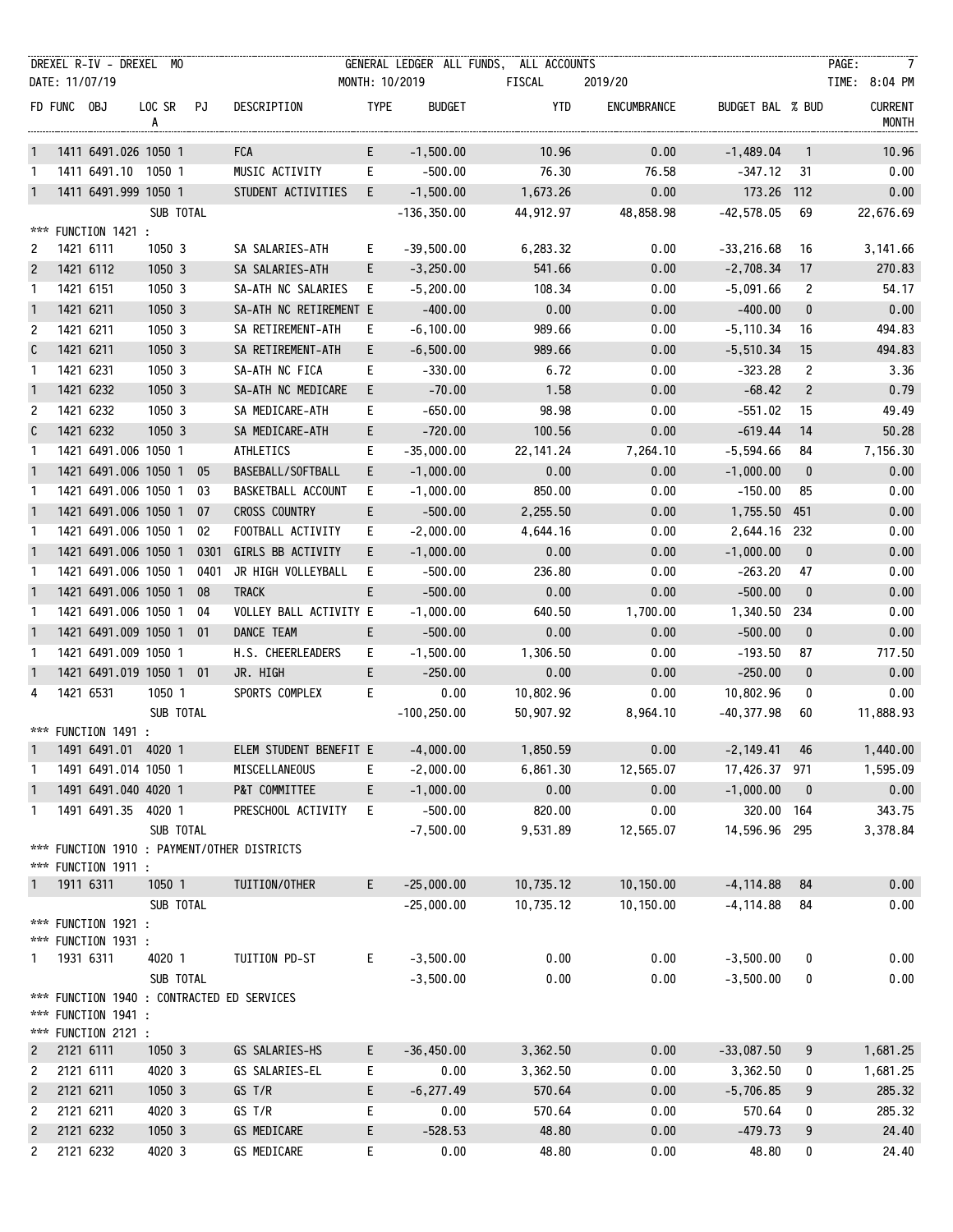DREXEL R-IV - DREXEL MO | GENERAL LEDGER ALL FUNDS, ALL ACCOUNTS
DATE: 11/07/19 | MONTH: 10/2019 | FISCAL 2019/20 | TIME: 8:04 PM

| FD | FUNC | OBJ | LOC SR A | PJ | DESCRIPTION | TYPE | BUDGET | YTD | ENCUMBRANCE | BUDGET BAL | % BUD | CURRENT MONTH |
|---|---|---|---|---|---|---|---|---|---|---|---|---|
| 1 | 1411 | 6491.026 | 1050 1 | | FCA | E | -1,500.00 | 10.96 | 0.00 | -1,489.04 | 1 | 10.96 |
| 1 | 1411 | 6491.10 | 1050 1 | | MUSIC ACTIVITY | E | -500.00 | 76.30 | 76.58 | -347.12 | 31 | 0.00 |
| 1 | 1411 | 6491.999 | 1050 1 | | STUDENT ACTIVITIES | E | -1,500.00 | 1,673.26 | 0.00 | 173.26 | 112 | 0.00 |
| | | | SUB TOTAL | | | | -136,350.00 | 44,912.97 | 48,858.98 | -42,578.05 | 69 | 22,676.69 |
| *** FUNCTION 1421 : | | | | | | | | | | | | |
| 2 | 1421 | 6111 | 1050 3 | | SA SALARIES-ATH | E | -39,500.00 | 6,283.32 | 0.00 | -33,216.68 | 16 | 3,141.66 |
| 2 | 1421 | 6112 | 1050 3 | | SA SALARIES-ATH | E | -3,250.00 | 541.66 | 0.00 | -2,708.34 | 17 | 270.83 |
| 1 | 1421 | 6151 | 1050 3 | | SA-ATH NC SALARIES | E | -5,200.00 | 108.34 | 0.00 | -5,091.66 | 2 | 54.17 |
| 1 | 1421 | 6211 | 1050 3 | | SA-ATH NC RETIREMENT | E | -400.00 | 0.00 | 0.00 | -400.00 | 0 | 0.00 |
| 2 | 1421 | 6211 | 1050 3 | | SA RETIREMENT-ATH | E | -6,100.00 | 989.66 | 0.00 | -5,110.34 | 16 | 494.83 |
| C | 1421 | 6211 | 1050 3 | | SA RETIREMENT-ATH | E | -6,500.00 | 989.66 | 0.00 | -5,510.34 | 15 | 494.83 |
| 1 | 1421 | 6231 | 1050 3 | | SA-ATH NC FICA | E | -330.00 | 6.72 | 0.00 | -323.28 | 2 | 3.36 |
| 1 | 1421 | 6232 | 1050 3 | | SA-ATH NC MEDICARE | E | -70.00 | 1.58 | 0.00 | -68.42 | 2 | 0.79 |
| 2 | 1421 | 6232 | 1050 3 | | SA MEDICARE-ATH | E | -650.00 | 98.98 | 0.00 | -551.02 | 15 | 49.49 |
| C | 1421 | 6232 | 1050 3 | | SA MEDICARE-ATH | E | -720.00 | 100.56 | 0.00 | -619.44 | 14 | 50.28 |
| 1 | 1421 | 6491.006 | 1050 1 | | ATHLETICS | E | -35,000.00 | 22,141.24 | 7,264.10 | -5,594.66 | 84 | 7,156.30 |
| 1 | 1421 | 6491.006 | 1050 1 | 05 | BASEBALL/SOFTBALL | E | -1,000.00 | 0.00 | 0.00 | -1,000.00 | 0 | 0.00 |
| 1 | 1421 | 6491.006 | 1050 1 | 03 | BASKETBALL ACCOUNT | E | -1,000.00 | 850.00 | 0.00 | -150.00 | 85 | 0.00 |
| 1 | 1421 | 6491.006 | 1050 1 | 07 | CROSS COUNTRY | E | -500.00 | 2,255.50 | 0.00 | 1,755.50 | 451 | 0.00 |
| 1 | 1421 | 6491.006 | 1050 1 | 02 | FOOTBALL ACTIVITY | E | -2,000.00 | 4,644.16 | 0.00 | 2,644.16 | 232 | 0.00 |
| 1 | 1421 | 6491.006 | 1050 1 | 0301 | GIRLS BB ACTIVITY | E | -1,000.00 | 0.00 | 0.00 | -1,000.00 | 0 | 0.00 |
| 1 | 1421 | 6491.006 | 1050 1 | 0401 | JR HIGH VOLLEYBALL | E | -500.00 | 236.80 | 0.00 | -263.20 | 47 | 0.00 |
| 1 | 1421 | 6491.006 | 1050 1 | 08 | TRACK | E | -500.00 | 0.00 | 0.00 | -500.00 | 0 | 0.00 |
| 1 | 1421 | 6491.006 | 1050 1 | 04 | VOLLEY BALL ACTIVITY | E | -1,000.00 | 640.50 | 1,700.00 | 1,340.50 | 234 | 0.00 |
| 1 | 1421 | 6491.009 | 1050 1 | 01 | DANCE TEAM | E | -500.00 | 0.00 | 0.00 | -500.00 | 0 | 0.00 |
| 1 | 1421 | 6491.009 | 1050 1 | | H.S. CHEERLEADERS | E | -1,500.00 | 1,306.50 | 0.00 | -193.50 | 87 | 717.50 |
| 1 | 1421 | 6491.019 | 1050 1 | 01 | JR. HIGH | E | -250.00 | 0.00 | 0.00 | -250.00 | 0 | 0.00 |
| 4 | 1421 | 6531 | 1050 1 | | SPORTS COMPLEX | E | 0.00 | 10,802.96 | 0.00 | 10,802.96 | 0 | 0.00 |
| | | | SUB TOTAL | | | | -100,250.00 | 50,907.92 | 8,964.10 | -40,377.98 | 60 | 11,888.93 |
| *** FUNCTION 1491 : | | | | | | | | | | | | |
| 1 | 1491 | 6491.01 | 4020 1 | | ELEM STUDENT BENEFIT | E | -4,000.00 | 1,850.59 | 0.00 | -2,149.41 | 46 | 1,440.00 |
| 1 | 1491 | 6491.014 | 1050 1 | | MISCELLANEOUS | E | -2,000.00 | 6,861.30 | 12,565.07 | 17,426.37 | 971 | 1,595.09 |
| 1 | 1491 | 6491.040 | 4020 1 | | P&T COMMITTEE | E | -1,000.00 | 0.00 | 0.00 | -1,000.00 | 0 | 0.00 |
| 1 | 1491 | 6491.35 | 4020 1 | | PRESCHOOL ACTIVITY | E | -500.00 | 820.00 | 0.00 | 320.00 | 164 | 343.75 |
| | | | SUB TOTAL | | | | -7,500.00 | 9,531.89 | 12,565.07 | 14,596.96 | 295 | 3,378.84 |
| *** FUNCTION 1910 : PAYMENT/OTHER DISTRICTS | | | | | | | | | | | | |
| *** FUNCTION 1911 : | | | | | | | | | | | | |
| 1 | 1911 | 6311 | 1050 1 | | TUITION/OTHER | E | -25,000.00 | 10,735.12 | 10,150.00 | -4,114.88 | 84 | 0.00 |
| | | | SUB TOTAL | | | | -25,000.00 | 10,735.12 | 10,150.00 | -4,114.88 | 84 | 0.00 |
| *** FUNCTION 1921 : | | | | | | | | | | | | |
| *** FUNCTION 1931 : | | | | | | | | | | | | |
| 1 | 1931 | 6311 | 4020 1 | | TUITION PD-ST | E | -3,500.00 | 0.00 | 0.00 | -3,500.00 | 0 | 0.00 |
| | | | SUB TOTAL | | | | -3,500.00 | 0.00 | 0.00 | -3,500.00 | 0 | 0.00 |
| *** FUNCTION 1940 : CONTRACTED ED SERVICES | | | | | | | | | | | | |
| *** FUNCTION 1941 : | | | | | | | | | | | | |
| *** FUNCTION 2121 : | | | | | | | | | | | | |
| 2 | 2121 | 6111 | 1050 3 | | GS SALARIES-HS | E | -36,450.00 | 3,362.50 | 0.00 | -33,087.50 | 9 | 1,681.25 |
| 2 | 2121 | 6111 | 4020 3 | | GS SALARIES-EL | E | 0.00 | 3,362.50 | 0.00 | 3,362.50 | 0 | 1,681.25 |
| 2 | 2121 | 6211 | 1050 3 | | GS T/R | E | -6,277.49 | 570.64 | 0.00 | -5,706.85 | 9 | 285.32 |
| 2 | 2121 | 6211 | 4020 3 | | GS T/R | E | 0.00 | 570.64 | 0.00 | 570.64 | 0 | 285.32 |
| 2 | 2121 | 6232 | 1050 3 | | GS MEDICARE | E | -528.53 | 48.80 | 0.00 | -479.73 | 9 | 24.40 |
| 2 | 2121 | 6232 | 4020 3 | | GS MEDICARE | E | 0.00 | 48.80 | 0.00 | 48.80 | 0 | 24.40 |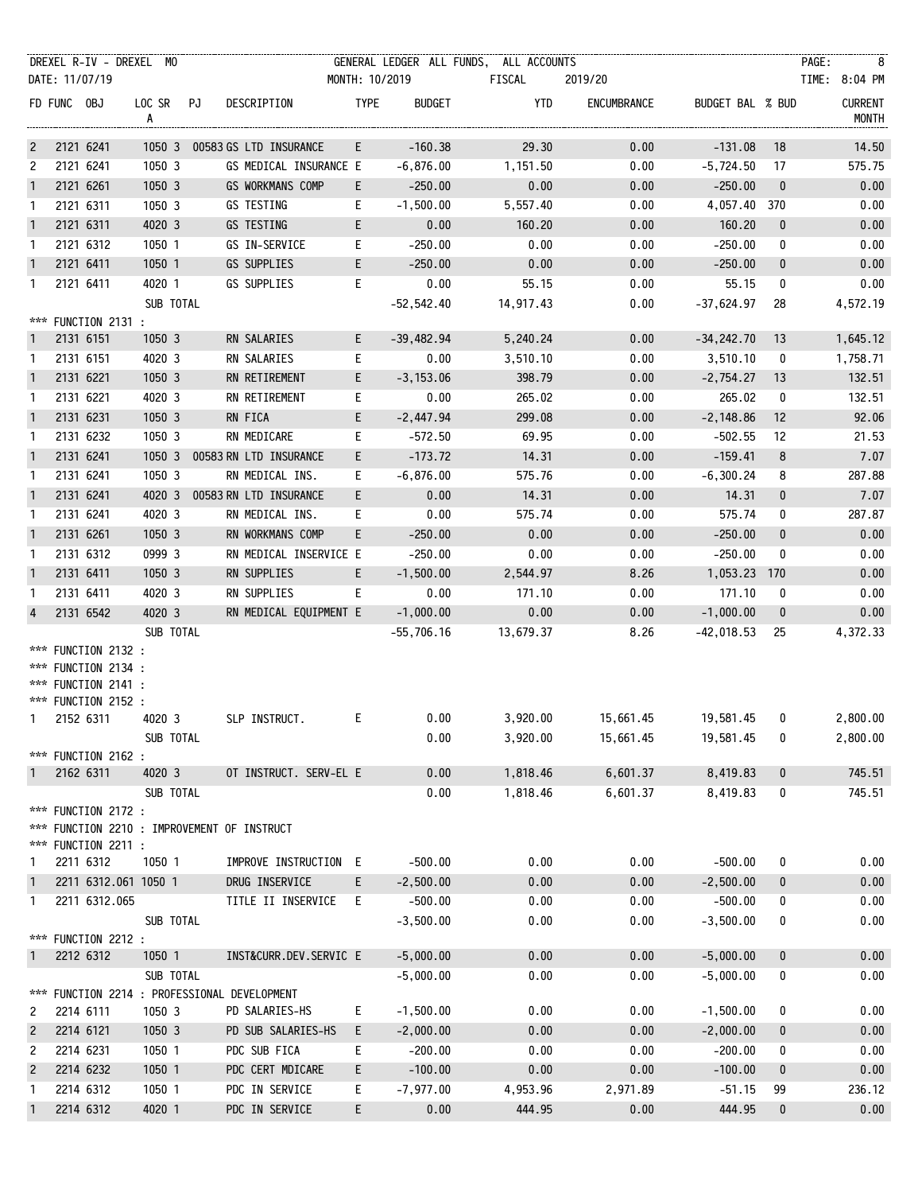DREXEL R-IV - DREXEL MO — GENERAL LEDGER ALL FUNDS, ALL ACCOUNTS

DATE: 11/07/19 — MONTH: 10/2019 — FISCAL 2019/20 — TIME: 8:04 PM

| FD | FUNC | OBJ | LOC | SR A | PJ | DESCRIPTION | TYPE | BUDGET | YTD | ENCUMBRANCE | BUDGET BAL | % BUD | CURRENT MONTH |
|---|---|---|---|---|---|---|---|---|---|---|---|---|---|
| 2 | 2121 | 6241 | 1050 | 3 | 00583 | GS LTD INSURANCE | E | -160.38 | 29.30 | 0.00 | -131.08 | 18 | 14.50 |
| 2 | 2121 | 6241 | 1050 | 3 | | GS MEDICAL INSURANCE | E | -6,876.00 | 1,151.50 | 0.00 | -5,724.50 | 17 | 575.75 |
| 1 | 2121 | 6261 | 1050 | 3 | | GS WORKMANS COMP | E | -250.00 | 0.00 | 0.00 | -250.00 | 0 | 0.00 |
| 1 | 2121 | 6311 | 1050 | 3 | | GS TESTING | E | -1,500.00 | 5,557.40 | 0.00 | 4,057.40 | 370 | 0.00 |
| 1 | 2121 | 6311 | 4020 | 3 | | GS TESTING | E | 0.00 | 160.20 | 0.00 | 160.20 | 0 | 0.00 |
| 1 | 2121 | 6312 | 1050 | 1 | | GS IN-SERVICE | E | -250.00 | 0.00 | 0.00 | -250.00 | 0 | 0.00 |
| 1 | 2121 | 6411 | 1050 | 1 | | GS SUPPLIES | E | -250.00 | 0.00 | 0.00 | -250.00 | 0 | 0.00 |
| 1 | 2121 | 6411 | 4020 | 1 | | GS SUPPLIES | E | 0.00 | 55.15 | 0.00 | 55.15 | 0 | 0.00 |
| | | | SUB TOTAL | | | | | -52,542.40 | 14,917.43 | 0.00 | -37,624.97 | 28 | 4,572.19 |
| *** FUNCTION 2131 : | | | | | | | | | | | | | |
| 1 | 2131 | 6151 | 1050 | 3 | | RN SALARIES | E | -39,482.94 | 5,240.24 | 0.00 | -34,242.70 | 13 | 1,645.12 |
| 1 | 2131 | 6151 | 4020 | 3 | | RN SALARIES | E | 0.00 | 3,510.10 | 0.00 | 3,510.10 | 0 | 1,758.71 |
| 1 | 2131 | 6221 | 1050 | 3 | | RN RETIREMENT | E | -3,153.06 | 398.79 | 0.00 | -2,754.27 | 13 | 132.51 |
| 1 | 2131 | 6221 | 4020 | 3 | | RN RETIREMENT | E | 0.00 | 265.02 | 0.00 | 265.02 | 0 | 132.51 |
| 1 | 2131 | 6231 | 1050 | 3 | | RN FICA | E | -2,447.94 | 299.08 | 0.00 | -2,148.86 | 12 | 92.06 |
| 1 | 2131 | 6232 | 1050 | 3 | | RN MEDICARE | E | -572.50 | 69.95 | 0.00 | -502.55 | 12 | 21.53 |
| 1 | 2131 | 6241 | 1050 | 3 | 00583 | RN LTD INSURANCE | E | -173.72 | 14.31 | 0.00 | -159.41 | 8 | 7.07 |
| 1 | 2131 | 6241 | 1050 | 3 | | RN MEDICAL INS. | E | -6,876.00 | 575.76 | 0.00 | -6,300.24 | 8 | 287.88 |
| 1 | 2131 | 6241 | 4020 | 3 | 00583 | RN LTD INSURANCE | E | 0.00 | 14.31 | 0.00 | 14.31 | 0 | 7.07 |
| 1 | 2131 | 6241 | 4020 | 3 | | RN MEDICAL INS. | E | 0.00 | 575.74 | 0.00 | 575.74 | 0 | 287.87 |
| 1 | 2131 | 6261 | 1050 | 3 | | RN WORKMANS COMP | E | -250.00 | 0.00 | 0.00 | -250.00 | 0 | 0.00 |
| 1 | 2131 | 6312 | 0999 | 3 | | RN MEDICAL INSERVICE | E | -250.00 | 0.00 | 0.00 | -250.00 | 0 | 0.00 |
| 1 | 2131 | 6411 | 1050 | 3 | | RN SUPPLIES | E | -1,500.00 | 2,544.97 | 8.26 | 1,053.23 | 170 | 0.00 |
| 1 | 2131 | 6411 | 4020 | 3 | | RN SUPPLIES | E | 0.00 | 171.10 | 0.00 | 171.10 | 0 | 0.00 |
| 4 | 2131 | 6542 | 4020 | 3 | | RN MEDICAL EQUIPMENT | E | -1,000.00 | 0.00 | 0.00 | -1,000.00 | 0 | 0.00 |
| | | | SUB TOTAL | | | | | -55,706.16 | 13,679.37 | 8.26 | -42,018.53 | 25 | 4,372.33 |
| *** FUNCTION 2132 : | | | | | | | | | | | | | |
| *** FUNCTION 2134 : | | | | | | | | | | | | | |
| *** FUNCTION 2141 : | | | | | | | | | | | | | |
| *** FUNCTION 2152 : | | | | | | | | | | | | | |
| 1 | 2152 | 6311 | 4020 | 3 | | SLP INSTRUCT. | E | 0.00 | 3,920.00 | 15,661.45 | 19,581.45 | 0 | 2,800.00 |
| | | | SUB TOTAL | | | | | 0.00 | 3,920.00 | 15,661.45 | 19,581.45 | 0 | 2,800.00 |
| *** FUNCTION 2162 : | | | | | | | | | | | | | |
| 1 | 2162 | 6311 | 4020 | 3 | | OT INSTRUCT. SERV-EL | E | 0.00 | 1,818.46 | 6,601.37 | 8,419.83 | 0 | 745.51 |
| | | | SUB TOTAL | | | | | 0.00 | 1,818.46 | 6,601.37 | 8,419.83 | 0 | 745.51 |
| *** FUNCTION 2172 : | | | | | | | | | | | | | |
| *** FUNCTION 2210 : IMPROVEMENT OF INSTRUCT | | | | | | | | | | | | | |
| *** FUNCTION 2211 : | | | | | | | | | | | | | |
| 1 | 2211 | 6312 | 1050 | 1 | | IMPROVE INSTRUCTION | E | -500.00 | 0.00 | 0.00 | -500.00 | 0 | 0.00 |
| 1 | 2211 | 6312.061 | 1050 | 1 | | DRUG INSERVICE | E | -2,500.00 | 0.00 | 0.00 | -2,500.00 | 0 | 0.00 |
| 1 | 2211 | 6312.065 | | | | TITLE II INSERVICE | E | -500.00 | 0.00 | 0.00 | -500.00 | 0 | 0.00 |
| | | | SUB TOTAL | | | | | -3,500.00 | 0.00 | 0.00 | -3,500.00 | 0 | 0.00 |
| *** FUNCTION 2212 : | | | | | | | | | | | | | |
| 1 | 2212 | 6312 | 1050 | 1 | | INST&CURR.DEV.SERVIC | E | -5,000.00 | 0.00 | 0.00 | -5,000.00 | 0 | 0.00 |
| | | | SUB TOTAL | | | | | -5,000.00 | 0.00 | 0.00 | -5,000.00 | 0 | 0.00 |
| *** FUNCTION 2214 : PROFESSIONAL DEVELOPMENT | | | | | | | | | | | | | |
| 2 | 2214 | 6111 | 1050 | 3 | | PD SALARIES-HS | E | -1,500.00 | 0.00 | 0.00 | -1,500.00 | 0 | 0.00 |
| 2 | 2214 | 6121 | 1050 | 3 | | PD SUB SALARIES-HS | E | -2,000.00 | 0.00 | 0.00 | -2,000.00 | 0 | 0.00 |
| 2 | 2214 | 6231 | 1050 | 1 | | PDC SUB FICA | E | -200.00 | 0.00 | 0.00 | -200.00 | 0 | 0.00 |
| 2 | 2214 | 6232 | 1050 | 1 | | PDC CERT MDICARE | E | -100.00 | 0.00 | 0.00 | -100.00 | 0 | 0.00 |
| 1 | 2214 | 6312 | 1050 | 1 | | PDC IN SERVICE | E | -7,977.00 | 4,953.96 | 2,971.89 | -51.15 | 99 | 236.12 |
| 1 | 2214 | 6312 | 4020 | 1 | | PDC IN SERVICE | E | 0.00 | 444.95 | 0.00 | 444.95 | 0 | 0.00 |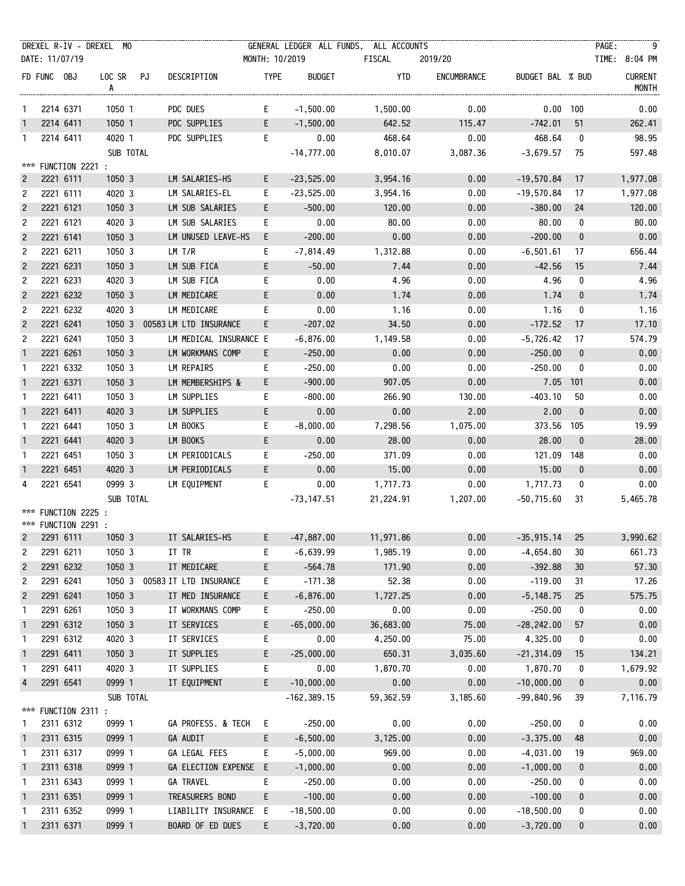DREXEL R-IV - DREXEL MO — GENERAL LEDGER ALL FUNDS, ALL ACCOUNTS

DATE: 11/07/19 — MONTH: 10/2019 — FISCAL 2019/20 — TIME: 8:04 PM

| FD | FUNC | OBJ | LOC | SRA | PJ | DESCRIPTION | TYPE | BUDGET | YTD | ENCUMBRANCE | BUDGET BAL | % BUD | CURRENT MONTH |
|---|---|---|---|---|---|---|---|---|---|---|---|---|---|
| 1 | 2214 | 6371 | 1050 | 1 | | PDC DUES | E | -1,500.00 | 1,500.00 | 0.00 | 0.00 | 100 | 0.00 |
| 1 | 2214 | 6411 | 1050 | 1 | | PDC SUPPLIES | E | -1,500.00 | 642.52 | 115.47 | -742.01 | 51 | 262.41 |
| 1 | 2214 | 6411 | 4020 | 1 | | PDC SUPPLIES | E | 0.00 | 468.64 | 0.00 | 468.64 | 0 | 98.95 |
| | | | SUB TOTAL | | | | | -14,777.00 | 8,010.07 | 3,087.36 | -3,679.57 | 75 | 597.48 |
| *** FUNCTION 2221 : | | | | | | | | | | | | | |
| 2 | 2221 | 6111 | 1050 | 3 | | LM SALARIES-HS | E | -23,525.00 | 3,954.16 | 0.00 | -19,570.84 | 17 | 1,977.08 |
| 2 | 2221 | 6111 | 4020 | 3 | | LM SALARIES-EL | E | -23,525.00 | 3,954.16 | 0.00 | -19,570.84 | 17 | 1,977.08 |
| 2 | 2221 | 6121 | 1050 | 3 | | LM SUB SALARIES | E | -500.00 | 120.00 | 0.00 | -380.00 | 24 | 120.00 |
| 2 | 2221 | 6121 | 4020 | 3 | | LM SUB SALARIES | E | 0.00 | 80.00 | 0.00 | 80.00 | 0 | 80.00 |
| 2 | 2221 | 6141 | 1050 | 3 | | LM UNUSED LEAVE-HS | E | -200.00 | 0.00 | 0.00 | -200.00 | 0 | 0.00 |
| 2 | 2221 | 6211 | 1050 | 3 | | LM T/R | E | -7,814.49 | 1,312.88 | 0.00 | -6,501.61 | 17 | 656.44 |
| 2 | 2221 | 6231 | 1050 | 3 | | LM SUB FICA | E | -50.00 | 7.44 | 0.00 | -42.56 | 15 | 7.44 |
| 2 | 2221 | 6231 | 4020 | 3 | | LM SUB FICA | E | 0.00 | 4.96 | 0.00 | 4.96 | 0 | 4.96 |
| 2 | 2221 | 6232 | 1050 | 3 | | LM MEDICARE | E | 0.00 | 1.74 | 0.00 | 1.74 | 0 | 1.74 |
| 2 | 2221 | 6232 | 4020 | 3 | | LM MEDICARE | E | 0.00 | 1.16 | 0.00 | 1.16 | 0 | 1.16 |
| 2 | 2221 | 6241 | 1050 | 3 | 00583 | LM LTD INSURANCE | E | -207.02 | 34.50 | 0.00 | -172.52 | 17 | 17.10 |
| 2 | 2221 | 6241 | 1050 | 3 | | LM MEDICAL INSURANCE | E | -6,876.00 | 1,149.58 | 0.00 | -5,726.42 | 17 | 574.79 |
| 1 | 2221 | 6261 | 1050 | 3 | | LM WORKMANS COMP | E | -250.00 | 0.00 | 0.00 | -250.00 | 0 | 0.00 |
| 1 | 2221 | 6332 | 1050 | 3 | | LM REPAIRS | E | -250.00 | 0.00 | 0.00 | -250.00 | 0 | 0.00 |
| 1 | 2221 | 6371 | 1050 | 3 | | LM MEMBERSHIPS & | E | -900.00 | 907.05 | 0.00 | 7.05 | 101 | 0.00 |
| 1 | 2221 | 6411 | 1050 | 3 | | LM SUPPLIES | E | -800.00 | 266.90 | 130.00 | -403.10 | 50 | 0.00 |
| 1 | 2221 | 6411 | 4020 | 3 | | LM SUPPLIES | E | 0.00 | 0.00 | 2.00 | 2.00 | 0 | 0.00 |
| 1 | 2221 | 6441 | 1050 | 3 | | LM BOOKS | E | -8,000.00 | 7,298.56 | 1,075.00 | 373.56 | 105 | 19.99 |
| 1 | 2221 | 6441 | 4020 | 3 | | LM BOOKS | E | 0.00 | 28.00 | 0.00 | 28.00 | 0 | 28.00 |
| 1 | 2221 | 6451 | 1050 | 3 | | LM PERIODICALS | E | -250.00 | 371.09 | 0.00 | 121.09 | 148 | 0.00 |
| 1 | 2221 | 6451 | 4020 | 3 | | LM PERIODICALS | E | 0.00 | 15.00 | 0.00 | 15.00 | 0 | 0.00 |
| 4 | 2221 | 6541 | 0999 | 3 | | LM EQUIPMENT | E | 0.00 | 1,717.73 | 0.00 | 1,717.73 | 0 | 0.00 |
| | | | SUB TOTAL | | | | | -73,147.51 | 21,224.91 | 1,207.00 | -50,715.60 | 31 | 5,465.78 |
| *** FUNCTION 2225 : | | | | | | | | | | | | | |
| *** FUNCTION 2291 : | | | | | | | | | | | | | |
| 2 | 2291 | 6111 | 1050 | 3 | | IT SALARIES-HS | E | -47,887.00 | 11,971.86 | 0.00 | -35,915.14 | 25 | 3,990.62 |
| 2 | 2291 | 6211 | 1050 | 3 | | IT TR | E | -6,639.99 | 1,985.19 | 0.00 | -4,654.80 | 30 | 661.73 |
| 2 | 2291 | 6232 | 1050 | 3 | | IT MEDICARE | E | -564.78 | 171.90 | 0.00 | -392.88 | 30 | 57.30 |
| 2 | 2291 | 6241 | 1050 | 3 | 00583 | IT LTD INSURANCE | E | -171.38 | 52.38 | 0.00 | -119.00 | 31 | 17.26 |
| 2 | 2291 | 6241 | 1050 | 3 | | IT MED INSURANCE | E | -6,876.00 | 1,727.25 | 0.00 | -5,148.75 | 25 | 575.75 |
| 1 | 2291 | 6261 | 1050 | 3 | | IT WORKMANS COMP | E | -250.00 | 0.00 | 0.00 | -250.00 | 0 | 0.00 |
| 1 | 2291 | 6312 | 1050 | 3 | | IT SERVICES | E | -65,000.00 | 36,683.00 | 75.00 | -28,242.00 | 57 | 0.00 |
| 1 | 2291 | 6312 | 4020 | 3 | | IT SERVICES | E | 0.00 | 4,250.00 | 75.00 | 4,325.00 | 0 | 0.00 |
| 1 | 2291 | 6411 | 1050 | 3 | | IT SUPPLIES | E | -25,000.00 | 650.31 | 3,035.60 | -21,314.09 | 15 | 134.21 |
| 1 | 2291 | 6411 | 4020 | 3 | | IT SUPPLIES | E | 0.00 | 1,870.70 | 0.00 | 1,870.70 | 0 | 1,679.92 |
| 4 | 2291 | 6541 | 0999 | 1 | | IT EQUIPMENT | E | -10,000.00 | 0.00 | 0.00 | -10,000.00 | 0 | 0.00 |
| | | | SUB TOTAL | | | | | -162,389.15 | 59,362.59 | 3,185.60 | -99,840.96 | 39 | 7,116.79 |
| *** FUNCTION 2311 : | | | | | | | | | | | | | |
| 1 | 2311 | 6312 | 0999 | 1 | | GA PROFESS. & TECH | E | -250.00 | 0.00 | 0.00 | -250.00 | 0 | 0.00 |
| 1 | 2311 | 6315 | 0999 | 1 | | GA AUDIT | E | -6,500.00 | 3,125.00 | 0.00 | -3,375.00 | 48 | 0.00 |
| 1 | 2311 | 6317 | 0999 | 1 | | GA LEGAL FEES | E | -5,000.00 | 969.00 | 0.00 | -4,031.00 | 19 | 969.00 |
| 1 | 2311 | 6318 | 0999 | 1 | | GA ELECTION EXPENSE | E | -1,000.00 | 0.00 | 0.00 | -1,000.00 | 0 | 0.00 |
| 1 | 2311 | 6343 | 0999 | 1 | | GA TRAVEL | E | -250.00 | 0.00 | 0.00 | -250.00 | 0 | 0.00 |
| 1 | 2311 | 6351 | 0999 | 1 | | TREASURERS BOND | E | -100.00 | 0.00 | 0.00 | -100.00 | 0 | 0.00 |
| 1 | 2311 | 6352 | 0999 | 1 | | LIABILITY INSURANCE | E | -18,500.00 | 0.00 | 0.00 | -18,500.00 | 0 | 0.00 |
| 1 | 2311 | 6371 | 0999 | 1 | | BOARD OF ED DUES | E | -3,720.00 | 0.00 | 0.00 | -3,720.00 | 0 | 0.00 |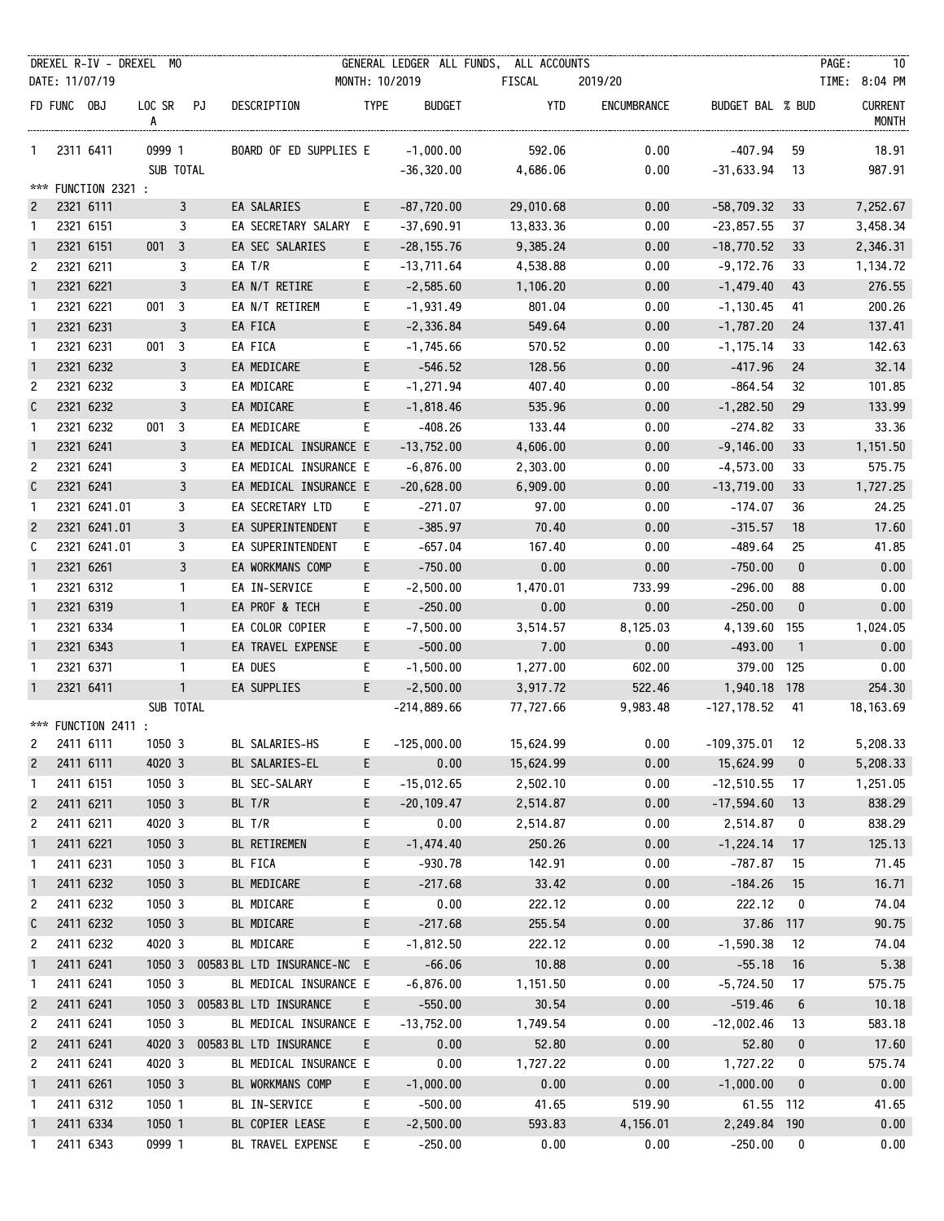DREXEL R-IV - DREXEL MO — GENERAL LEDGER ALL FUNDS, ALL ACCOUNTS

DATE: 11/07/19 — MONTH: 10/2019 — FISCAL 2019/20 — TIME: 8:04 PM

| FD | FUNC | OBJ | LOC | SRA | PJ | DESCRIPTION | TYPE | BUDGET | YTD | ENCUMBRANCE | BUDGET BAL | % BUD | CURRENT MONTH |
|---|---|---|---|---|---|---|---|---|---|---|---|---|---|
| 1 | 2311 | 6411 | 0999 | 1 | | BOARD OF ED SUPPLIES | E | -1,000.00 | 592.06 | 0.00 | -407.94 | 59 | 18.91 |
| | | | SUB TOTAL | | | | | -36,320.00 | 4,686.06 | 0.00 | -31,633.94 | 13 | 987.91 |
| *** FUNCTION 2321 : | | | | | | | | | | | | | |
| 2 | 2321 | 6111 | | 3 | | EA SALARIES | E | -87,720.00 | 29,010.68 | 0.00 | -58,709.32 | 33 | 7,252.67 |
| 1 | 2321 | 6151 | | 3 | | EA SECRETARY SALARY | E | -37,690.91 | 13,833.36 | 0.00 | -23,857.55 | 37 | 3,458.34 |
| 1 | 2321 | 6151 | 001 | 3 | | EA SEC SALARIES | E | -28,155.76 | 9,385.24 | 0.00 | -18,770.52 | 33 | 2,346.31 |
| 2 | 2321 | 6211 | | 3 | | EA T/R | E | -13,711.64 | 4,538.88 | 0.00 | -9,172.76 | 33 | 1,134.72 |
| 1 | 2321 | 6221 | | 3 | | EA N/T RETIRE | E | -2,585.60 | 1,106.20 | 0.00 | -1,479.40 | 43 | 276.55 |
| 1 | 2321 | 6221 | 001 | 3 | | EA N/T RETIREM | E | -1,931.49 | 801.04 | 0.00 | -1,130.45 | 41 | 200.26 |
| 1 | 2321 | 6231 | | 3 | | EA FICA | E | -2,336.84 | 549.64 | 0.00 | -1,787.20 | 24 | 137.41 |
| 1 | 2321 | 6231 | 001 | 3 | | EA FICA | E | -1,745.66 | 570.52 | 0.00 | -1,175.14 | 33 | 142.63 |
| 1 | 2321 | 6232 | | 3 | | EA MEDICARE | E | -546.52 | 128.56 | 0.00 | -417.96 | 24 | 32.14 |
| 2 | 2321 | 6232 | | 3 | | EA MDICARE | E | -1,271.94 | 407.40 | 0.00 | -864.54 | 32 | 101.85 |
| C | 2321 | 6232 | | 3 | | EA MDICARE | E | -1,818.46 | 535.96 | 0.00 | -1,282.50 | 29 | 133.99 |
| 1 | 2321 | 6232 | 001 | 3 | | EA MEDICARE | E | -408.26 | 133.44 | 0.00 | -274.82 | 33 | 33.36 |
| 1 | 2321 | 6241 | | 3 | | EA MEDICAL INSURANCE | E | -13,752.00 | 4,606.00 | 0.00 | -9,146.00 | 33 | 1,151.50 |
| 2 | 2321 | 6241 | | 3 | | EA MEDICAL INSURANCE | E | -6,876.00 | 2,303.00 | 0.00 | -4,573.00 | 33 | 575.75 |
| C | 2321 | 6241 | | 3 | | EA MEDICAL INSURANCE | E | -20,628.00 | 6,909.00 | 0.00 | -13,719.00 | 33 | 1,727.25 |
| 1 | 2321 | 6241.01 | | 3 | | EA SECRETARY LTD | E | -271.07 | 97.00 | 0.00 | -174.07 | 36 | 24.25 |
| 2 | 2321 | 6241.01 | | 3 | | EA SUPERINTENDENT | E | -385.97 | 70.40 | 0.00 | -315.57 | 18 | 17.60 |
| C | 2321 | 6241.01 | | 3 | | EA SUPERINTENDENT | E | -657.04 | 167.40 | 0.00 | -489.64 | 25 | 41.85 |
| 1 | 2321 | 6261 | | 3 | | EA WORKMANS COMP | E | -750.00 | 0.00 | 0.00 | -750.00 | 0 | 0.00 |
| 1 | 2321 | 6312 | | 1 | | EA IN-SERVICE | E | -2,500.00 | 1,470.01 | 733.99 | -296.00 | 88 | 0.00 |
| 1 | 2321 | 6319 | | 1 | | EA PROF & TECH | E | -250.00 | 0.00 | 0.00 | -250.00 | 0 | 0.00 |
| 1 | 2321 | 6334 | | 1 | | EA COLOR COPIER | E | -7,500.00 | 3,514.57 | 8,125.03 | 4,139.60 | 155 | 1,024.05 |
| 1 | 2321 | 6343 | | 1 | | EA TRAVEL EXPENSE | E | -500.00 | 7.00 | 0.00 | -493.00 | 1 | 0.00 |
| 1 | 2321 | 6371 | | 1 | | EA DUES | E | -1,500.00 | 1,277.00 | 602.00 | 379.00 | 125 | 0.00 |
| 1 | 2321 | 6411 | | 1 | | EA SUPPLIES | E | -2,500.00 | 3,917.72 | 522.46 | 1,940.18 | 178 | 254.30 |
| | | | SUB TOTAL | | | | | -214,889.66 | 77,727.66 | 9,983.48 | -127,178.52 | 41 | 18,163.69 |
| *** FUNCTION 2411 : | | | | | | | | | | | | | |
| 2 | 2411 | 6111 | 1050 | 3 | | BL SALARIES-HS | E | -125,000.00 | 15,624.99 | 0.00 | -109,375.01 | 12 | 5,208.33 |
| 2 | 2411 | 6111 | 4020 | 3 | | BL SALARIES-EL | E | 0.00 | 15,624.99 | 0.00 | 15,624.99 | 0 | 5,208.33 |
| 1 | 2411 | 6151 | 1050 | 3 | | BL SEC-SALARY | E | -15,012.65 | 2,502.10 | 0.00 | -12,510.55 | 17 | 1,251.05 |
| 2 | 2411 | 6211 | 1050 | 3 | | BL T/R | E | -20,109.47 | 2,514.87 | 0.00 | -17,594.60 | 13 | 838.29 |
| 2 | 2411 | 6211 | 4020 | 3 | | BL T/R | E | 0.00 | 2,514.87 | 0.00 | 2,514.87 | 0 | 838.29 |
| 1 | 2411 | 6221 | 1050 | 3 | | BL RETIREMEN | E | -1,474.40 | 250.26 | 0.00 | -1,224.14 | 17 | 125.13 |
| 1 | 2411 | 6231 | 1050 | 3 | | BL FICA | E | -930.78 | 142.91 | 0.00 | -787.87 | 15 | 71.45 |
| 1 | 2411 | 6232 | 1050 | 3 | | BL MEDICARE | E | -217.68 | 33.42 | 0.00 | -184.26 | 15 | 16.71 |
| 2 | 2411 | 6232 | 1050 | 3 | | BL MDICARE | E | 0.00 | 222.12 | 0.00 | 222.12 | 0 | 74.04 |
| C | 2411 | 6232 | 1050 | 3 | | BL MDICARE | E | -217.68 | 255.54 | 0.00 | 37.86 | 117 | 90.75 |
| 2 | 2411 | 6232 | 4020 | 3 | | BL MDICARE | E | -1,812.50 | 222.12 | 0.00 | -1,590.38 | 12 | 74.04 |
| 1 | 2411 | 6241 | 1050 | 3 | 00583 | BL LTD INSURANCE-NC | E | -66.06 | 10.88 | 0.00 | -55.18 | 16 | 5.38 |
| 1 | 2411 | 6241 | 1050 | 3 | | BL MEDICAL INSURANCE | E | -6,876.00 | 1,151.50 | 0.00 | -5,724.50 | 17 | 575.75 |
| 2 | 2411 | 6241 | 1050 | 3 | 00583 | BL LTD INSURANCE | E | -550.00 | 30.54 | 0.00 | -519.46 | 6 | 10.18 |
| 2 | 2411 | 6241 | 1050 | 3 | | BL MEDICAL INSURANCE | E | -13,752.00 | 1,749.54 | 0.00 | -12,002.46 | 13 | 583.18 |
| 2 | 2411 | 6241 | 4020 | 3 | 00583 | BL LTD INSURANCE | E | 0.00 | 52.80 | 0.00 | 52.80 | 0 | 17.60 |
| 2 | 2411 | 6241 | 4020 | 3 | | BL MEDICAL INSURANCE | E | 0.00 | 1,727.22 | 0.00 | 1,727.22 | 0 | 575.74 |
| 1 | 2411 | 6261 | 1050 | 3 | | BL WORKMANS COMP | E | -1,000.00 | 0.00 | 0.00 | -1,000.00 | 0 | 0.00 |
| 1 | 2411 | 6312 | 1050 | 1 | | BL IN-SERVICE | E | -500.00 | 41.65 | 519.90 | 61.55 | 112 | 41.65 |
| 1 | 2411 | 6334 | 1050 | 1 | | BL COPIER LEASE | E | -2,500.00 | 593.83 | 4,156.01 | 2,249.84 | 190 | 0.00 |
| 1 | 2411 | 6343 | 0999 | 1 | | BL TRAVEL EXPENSE | E | -250.00 | 0.00 | 0.00 | -250.00 | 0 | 0.00 |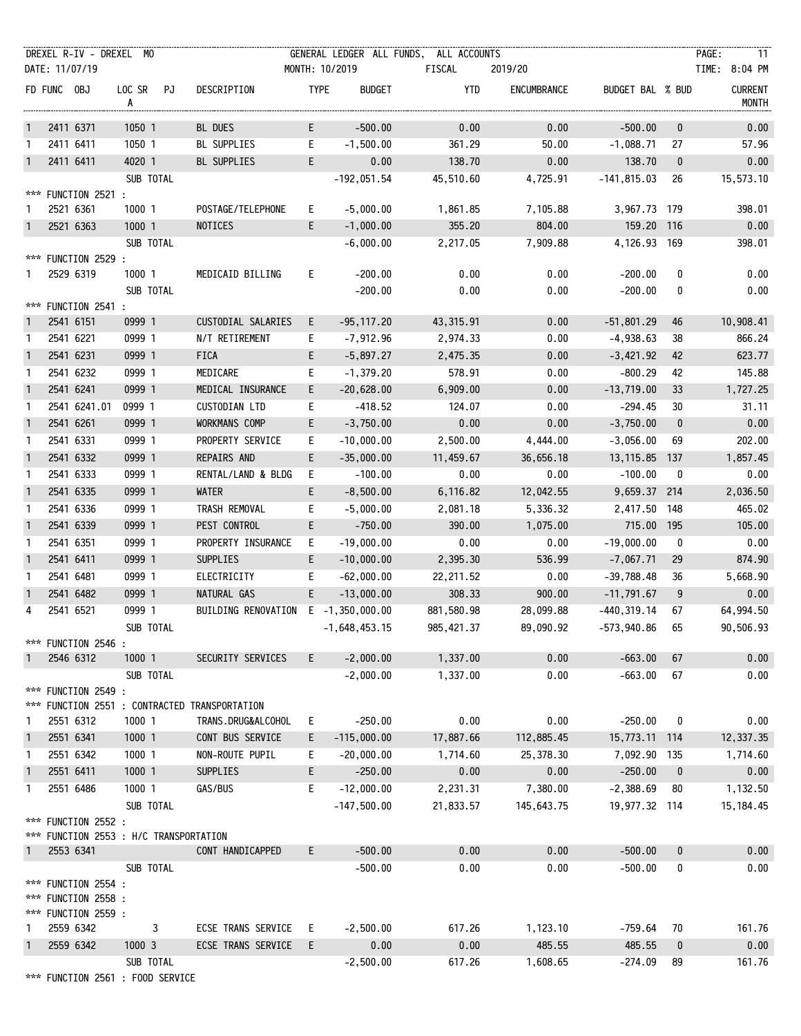DREXEL R-IV - DREXEL MO — GENERAL LEDGER ALL FUNDS, ALL ACCOUNTS
DATE: 11/07/19 — MONTH: 10/2019 — FISCAL 2019/20 — TIME: 8:04 PM

| FD | FUNC | OBJ | LOC | SRA | PJ | DESCRIPTION | TYPE | BUDGET | YTD | ENCUMBRANCE | BUDGET BAL | % BUD | CURRENT MONTH |
|---|---|---|---|---|---|---|---|---|---|---|---|---|---|
| 1 | 2411 | 6371 | 1050 | 1 | | BL DUES | E | -500.00 | 0.00 | 0.00 | -500.00 | 0 | 0.00 |
| 1 | 2411 | 6411 | 1050 | 1 | | BL SUPPLIES | E | -1,500.00 | 361.29 | 50.00 | -1,088.71 | 27 | 57.96 |
| 1 | 2411 | 6411 | 4020 | 1 | | BL SUPPLIES | E | 0.00 | 138.70 | 0.00 | 138.70 | 0 | 0.00 |
| | | | SUB TOTAL | | | | | -192,051.54 | 45,510.60 | 4,725.91 | -141,815.03 | 26 | 15,573.10 |
| *** FUNCTION 2521 : | | | | | | | | | | | | | |
| 1 | 2521 | 6361 | 1000 | 1 | | POSTAGE/TELEPHONE | E | -5,000.00 | 1,861.85 | 7,105.88 | 3,967.73 | 179 | 398.01 |
| 1 | 2521 | 6363 | 1000 | 1 | | NOTICES | E | -1,000.00 | 355.20 | 804.00 | 159.20 | 116 | 0.00 |
| | | | SUB TOTAL | | | | | -6,000.00 | 2,217.05 | 7,909.88 | 4,126.93 | 169 | 398.01 |
| *** FUNCTION 2529 : | | | | | | | | | | | | | |
| 1 | 2529 | 6319 | 1000 | 1 | | MEDICAID BILLING | E | -200.00 | 0.00 | 0.00 | -200.00 | 0 | 0.00 |
| | | | SUB TOTAL | | | | | -200.00 | 0.00 | 0.00 | -200.00 | 0 | 0.00 |
| *** FUNCTION 2541 : | | | | | | | | | | | | | |
| 1 | 2541 | 6151 | 0999 | 1 | | CUSTODIAL SALARIES | E | -95,117.20 | 43,315.91 | 0.00 | -51,801.29 | 46 | 10,908.41 |
| 1 | 2541 | 6221 | 0999 | 1 | | N/T RETIREMENT | E | -7,912.96 | 2,974.33 | 0.00 | -4,938.63 | 38 | 866.24 |
| 1 | 2541 | 6231 | 0999 | 1 | | FICA | E | -5,897.27 | 2,475.35 | 0.00 | -3,421.92 | 42 | 623.77 |
| 1 | 2541 | 6232 | 0999 | 1 | | MEDICARE | E | -1,379.20 | 578.91 | 0.00 | -800.29 | 42 | 145.88 |
| 1 | 2541 | 6241 | 0999 | 1 | | MEDICAL INSURANCE | E | -20,628.00 | 6,909.00 | 0.00 | -13,719.00 | 33 | 1,727.25 |
| 1 | 2541 | 6241.01 | 0999 | 1 | | CUSTODIAN LTD | E | -418.52 | 124.07 | 0.00 | -294.45 | 30 | 31.11 |
| 1 | 2541 | 6261 | 0999 | 1 | | WORKMANS COMP | E | -3,750.00 | 0.00 | 0.00 | -3,750.00 | 0 | 0.00 |
| 1 | 2541 | 6331 | 0999 | 1 | | PROPERTY SERVICE | E | -10,000.00 | 2,500.00 | 4,444.00 | -3,056.00 | 69 | 202.00 |
| 1 | 2541 | 6332 | 0999 | 1 | | REPAIRS AND | E | -35,000.00 | 11,459.67 | 36,656.18 | 13,115.85 | 137 | 1,857.45 |
| 1 | 2541 | 6333 | 0999 | 1 | | RENTAL/LAND & BLDG | E | -100.00 | 0.00 | 0.00 | -100.00 | 0 | 0.00 |
| 1 | 2541 | 6335 | 0999 | 1 | | WATER | E | -8,500.00 | 6,116.82 | 12,042.55 | 9,659.37 | 214 | 2,036.50 |
| 1 | 2541 | 6336 | 0999 | 1 | | TRASH REMOVAL | E | -5,000.00 | 2,081.18 | 5,336.32 | 2,417.50 | 148 | 465.02 |
| 1 | 2541 | 6339 | 0999 | 1 | | PEST CONTROL | E | -750.00 | 390.00 | 1,075.00 | 715.00 | 195 | 105.00 |
| 1 | 2541 | 6351 | 0999 | 1 | | PROPERTY INSURANCE | E | -19,000.00 | 0.00 | 0.00 | -19,000.00 | 0 | 0.00 |
| 1 | 2541 | 6411 | 0999 | 1 | | SUPPLIES | E | -10,000.00 | 2,395.30 | 536.99 | -7,067.71 | 29 | 874.90 |
| 1 | 2541 | 6481 | 0999 | 1 | | ELECTRICITY | E | -62,000.00 | 22,211.52 | 0.00 | -39,788.48 | 36 | 5,668.90 |
| 1 | 2541 | 6482 | 0999 | 1 | | NATURAL GAS | E | -13,000.00 | 308.33 | 900.00 | -11,791.67 | 9 | 0.00 |
| 4 | 2541 | 6521 | 0999 | 1 | | BUILDING RENOVATION | E | -1,350,000.00 | 881,580.98 | 28,099.88 | -440,319.14 | 67 | 64,994.50 |
| | | | SUB TOTAL | | | | | -1,648,453.15 | 985,421.37 | 89,090.92 | -573,940.86 | 65 | 90,506.93 |
| *** FUNCTION 2546 : | | | | | | | | | | | | | |
| 1 | 2546 | 6312 | 1000 | 1 | | SECURITY SERVICES | E | -2,000.00 | 1,337.00 | 0.00 | -663.00 | 67 | 0.00 |
| | | | SUB TOTAL | | | | | -2,000.00 | 1,337.00 | 0.00 | -663.00 | 67 | 0.00 |
| *** FUNCTION 2549 : | | | | | | | | | | | | | |
| *** FUNCTION 2551 : CONTRACTED TRANSPORTATION | | | | | | | | | | | | | |
| 1 | 2551 | 6312 | 1000 | 1 | | TRANS.DRUG&ALCOHOL | E | -250.00 | 0.00 | 0.00 | -250.00 | 0 | 0.00 |
| 1 | 2551 | 6341 | 1000 | 1 | | CONT BUS SERVICE | E | -115,000.00 | 17,887.66 | 112,885.45 | 15,773.11 | 114 | 12,337.35 |
| 1 | 2551 | 6342 | 1000 | 1 | | NON-ROUTE PUPIL | E | -20,000.00 | 1,714.60 | 25,378.30 | 7,092.90 | 135 | 1,714.60 |
| 1 | 2551 | 6411 | 1000 | 1 | | SUPPLIES | E | -250.00 | 0.00 | 0.00 | -250.00 | 0 | 0.00 |
| 1 | 2551 | 6486 | 1000 | 1 | | GAS/BUS | E | -12,000.00 | 2,231.31 | 7,380.00 | -2,388.69 | 80 | 1,132.50 |
| | | | SUB TOTAL | | | | | -147,500.00 | 21,833.57 | 145,643.75 | 19,977.32 | 114 | 15,184.45 |
| *** FUNCTION 2552 : | | | | | | | | | | | | | |
| *** FUNCTION 2553 : H/C TRANSPORTATION | | | | | | | | | | | | | |
| 1 | 2553 | 6341 | | | | CONT HANDICAPPED | E | -500.00 | 0.00 | 0.00 | -500.00 | 0 | 0.00 |
| | | | SUB TOTAL | | | | | -500.00 | 0.00 | 0.00 | -500.00 | 0 | 0.00 |
| *** FUNCTION 2554 : | | | | | | | | | | | | | |
| *** FUNCTION 2558 : | | | | | | | | | | | | | |
| *** FUNCTION 2559 : | | | | | | | | | | | | | |
| 1 | 2559 | 6342 | | 3 | | ECSE TRANS SERVICE | E | -2,500.00 | 617.26 | 1,123.10 | -759.64 | 70 | 161.76 |
| 1 | 2559 | 6342 | 1000 | 3 | | ECSE TRANS SERVICE | E | 0.00 | 0.00 | 485.55 | 485.55 | 0 | 0.00 |
| | | | SUB TOTAL | | | | | -2,500.00 | 617.26 | 1,608.65 | -274.09 | 89 | 161.76 |
| *** FUNCTION 2561 : FOOD SERVICE | | | | | | | | | | | | | |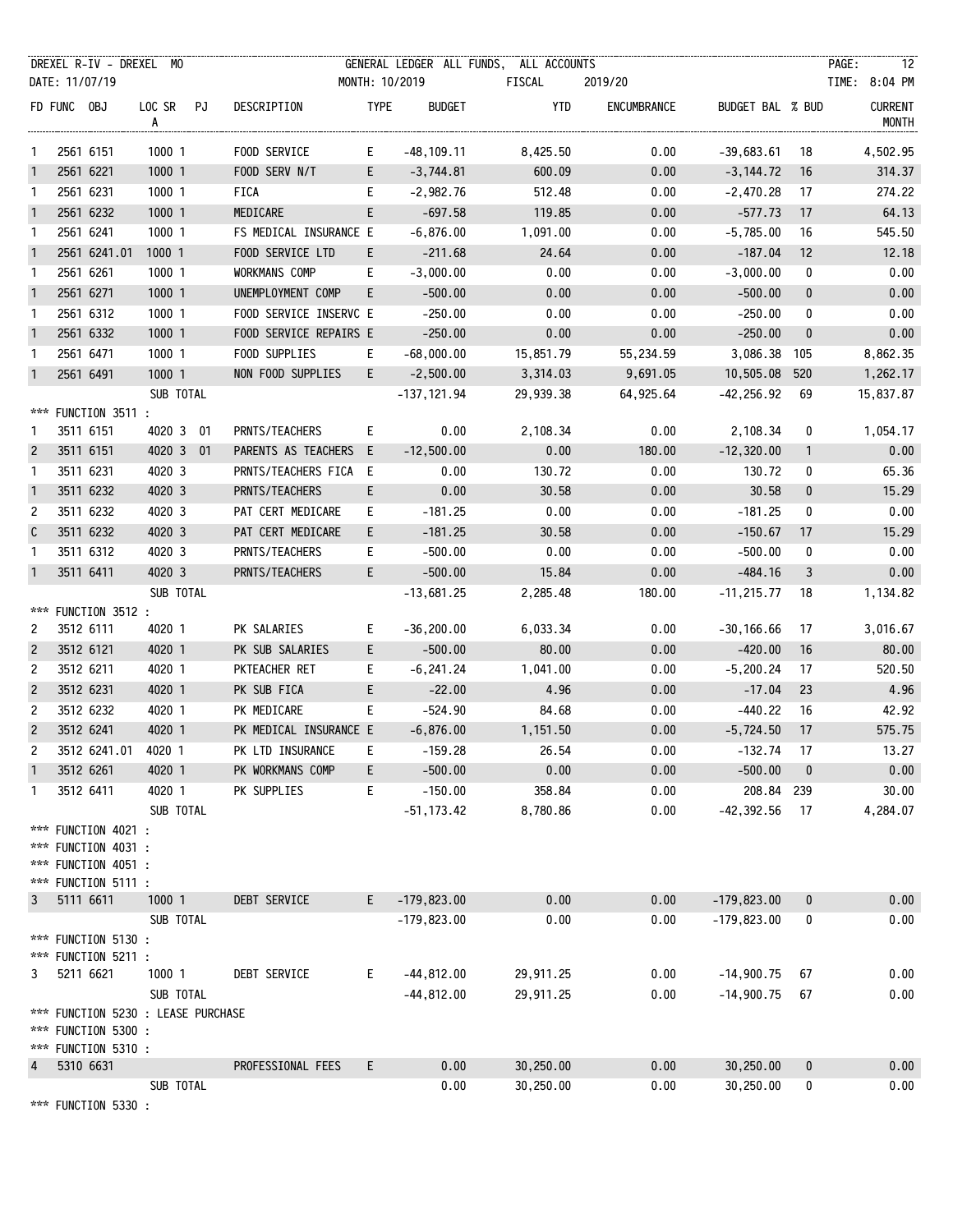DREXEL R-IV - DREXEL MO — GENERAL LEDGER ALL FUNDS, ALL ACCOUNTS

DATE: 11/07/19 — MONTH: 10/2019 — FISCAL 2019/20 — TIME: 8:04 PM

| FD | FUNC | OBJ | LOC | SRA | PJ | DESCRIPTION | TYPE | BUDGET | YTD | ENCUMBRANCE | BUDGET BAL | % BUD | CURRENT MONTH |
|---|---|---|---|---|---|---|---|---|---|---|---|---|---|
| 1 | 2561 | 6151 | 1000 | 1 | | FOOD SERVICE | E | -48,109.11 | 8,425.50 | 0.00 | -39,683.61 | 18 | 4,502.95 |
| 1 | 2561 | 6221 | 1000 | 1 | | FOOD SERV N/T | E | -3,744.81 | 600.09 | 0.00 | -3,144.72 | 16 | 314.37 |
| 1 | 2561 | 6231 | 1000 | 1 | | FICA | E | -2,982.76 | 512.48 | 0.00 | -2,470.28 | 17 | 274.22 |
| 1 | 2561 | 6232 | 1000 | 1 | | MEDICARE | E | -697.58 | 119.85 | 0.00 | -577.73 | 17 | 64.13 |
| 1 | 2561 | 6241 | 1000 | 1 | | FS MEDICAL INSURANCE | E | -6,876.00 | 1,091.00 | 0.00 | -5,785.00 | 16 | 545.50 |
| 1 | 2561 | 6241.01 | 1000 | 1 | | FOOD SERVICE LTD | E | -211.68 | 24.64 | 0.00 | -187.04 | 12 | 12.18 |
| 1 | 2561 | 6261 | 1000 | 1 | | WORKMANS COMP | E | -3,000.00 | 0.00 | 0.00 | -3,000.00 | 0 | 0.00 |
| 1 | 2561 | 6271 | 1000 | 1 | | UNEMPLOYMENT COMP | E | -500.00 | 0.00 | 0.00 | -500.00 | 0 | 0.00 |
| 1 | 2561 | 6312 | 1000 | 1 | | FOOD SERVICE INSERVC | E | -250.00 | 0.00 | 0.00 | -250.00 | 0 | 0.00 |
| 1 | 2561 | 6332 | 1000 | 1 | | FOOD SERVICE REPAIRS | E | -250.00 | 0.00 | 0.00 | -250.00 | 0 | 0.00 |
| 1 | 2561 | 6471 | 1000 | 1 | | FOOD SUPPLIES | E | -68,000.00 | 15,851.79 | 55,234.59 | 3,086.38 | 105 | 8,862.35 |
| 1 | 2561 | 6491 | 1000 | 1 | | NON FOOD SUPPLIES | E | -2,500.00 | 3,314.03 | 9,691.05 | 10,505.08 | 520 | 1,262.17 |
| | | | SUB TOTAL | | | | | -137,121.94 | 29,939.38 | 64,925.64 | -42,256.92 | 69 | 15,837.87 |
| *** FUNCTION 3511 : | | | | | | | | | | | | | |
| 1 | 3511 | 6151 | 4020 | 3 | 01 | PRNTS/TEACHERS | E | 0.00 | 2,108.34 | 0.00 | 2,108.34 | 0 | 1,054.17 |
| 2 | 3511 | 6151 | 4020 | 3 | 01 | PARENTS AS TEACHERS | E | -12,500.00 | 0.00 | 180.00 | -12,320.00 | 1 | 0.00 |
| 1 | 3511 | 6231 | 4020 | 3 | | PRNTS/TEACHERS FICA | E | 0.00 | 130.72 | 0.00 | 130.72 | 0 | 65.36 |
| 1 | 3511 | 6232 | 4020 | 3 | | PRNTS/TEACHERS | E | 0.00 | 30.58 | 0.00 | 30.58 | 0 | 15.29 |
| 2 | 3511 | 6232 | 4020 | 3 | | PAT CERT MEDICARE | E | -181.25 | 0.00 | 0.00 | -181.25 | 0 | 0.00 |
| C | 3511 | 6232 | 4020 | 3 | | PAT CERT MEDICARE | E | -181.25 | 30.58 | 0.00 | -150.67 | 17 | 15.29 |
| 1 | 3511 | 6312 | 4020 | 3 | | PRNTS/TEACHERS | E | -500.00 | 0.00 | 0.00 | -500.00 | 0 | 0.00 |
| 1 | 3511 | 6411 | 4020 | 3 | | PRNTS/TEACHERS | E | -500.00 | 15.84 | 0.00 | -484.16 | 3 | 0.00 |
| | | | SUB TOTAL | | | | | -13,681.25 | 2,285.48 | 180.00 | -11,215.77 | 18 | 1,134.82 |
| *** FUNCTION 3512 : | | | | | | | | | | | | | |
| 2 | 3512 | 6111 | 4020 | 1 | | PK SALARIES | E | -36,200.00 | 6,033.34 | 0.00 | -30,166.66 | 17 | 3,016.67 |
| 2 | 3512 | 6121 | 4020 | 1 | | PK SUB SALARIES | E | -500.00 | 80.00 | 0.00 | -420.00 | 16 | 80.00 |
| 2 | 3512 | 6211 | 4020 | 1 | | PKTEACHER RET | E | -6,241.24 | 1,041.00 | 0.00 | -5,200.24 | 17 | 520.50 |
| 2 | 3512 | 6231 | 4020 | 1 | | PK SUB FICA | E | -22.00 | 4.96 | 0.00 | -17.04 | 23 | 4.96 |
| 2 | 3512 | 6232 | 4020 | 1 | | PK MEDICARE | E | -524.90 | 84.68 | 0.00 | -440.22 | 16 | 42.92 |
| 2 | 3512 | 6241 | 4020 | 1 | | PK MEDICAL INSURANCE | E | -6,876.00 | 1,151.50 | 0.00 | -5,724.50 | 17 | 575.75 |
| 2 | 3512 | 6241.01 | 4020 | 1 | | PK LTD INSURANCE | E | -159.28 | 26.54 | 0.00 | -132.74 | 17 | 13.27 |
| 1 | 3512 | 6261 | 4020 | 1 | | PK WORKMANS COMP | E | -500.00 | 0.00 | 0.00 | -500.00 | 0 | 0.00 |
| 1 | 3512 | 6411 | 4020 | 1 | | PK SUPPLIES | E | -150.00 | 358.84 | 0.00 | 208.84 | 239 | 30.00 |
| | | | SUB TOTAL | | | | | -51,173.42 | 8,780.86 | 0.00 | -42,392.56 | 17 | 4,284.07 |
| *** FUNCTION 4021 : | | | | | | | | | | | | | |
| *** FUNCTION 4031 : | | | | | | | | | | | | | |
| *** FUNCTION 4051 : | | | | | | | | | | | | | |
| *** FUNCTION 5111 : | | | | | | | | | | | | | |
| 3 | 5111 | 6611 | 1000 | 1 | | DEBT SERVICE | E | -179,823.00 | 0.00 | 0.00 | -179,823.00 | 0 | 0.00 |
| | | | SUB TOTAL | | | | | -179,823.00 | 0.00 | 0.00 | -179,823.00 | 0 | 0.00 |
| *** FUNCTION 5130 : | | | | | | | | | | | | | |
| *** FUNCTION 5211 : | | | | | | | | | | | | | |
| 3 | 5211 | 6621 | 1000 | 1 | | DEBT SERVICE | E | -44,812.00 | 29,911.25 | 0.00 | -14,900.75 | 67 | 0.00 |
| | | | SUB TOTAL | | | | | -44,812.00 | 29,911.25 | 0.00 | -14,900.75 | 67 | 0.00 |
| *** FUNCTION 5230 : LEASE PURCHASE | | | | | | | | | | | | | |
| *** FUNCTION 5300 : | | | | | | | | | | | | | |
| *** FUNCTION 5310 : | | | | | | | | | | | | | |
| 4 | 5310 | 6631 | | | | PROFESSIONAL FEES | E | 0.00 | 30,250.00 | 0.00 | 30,250.00 | 0 | 0.00 |
| | | | SUB TOTAL | | | | | 0.00 | 30,250.00 | 0.00 | 30,250.00 | 0 | 0.00 |
| *** FUNCTION 5330 : | | | | | | | | | | | | | |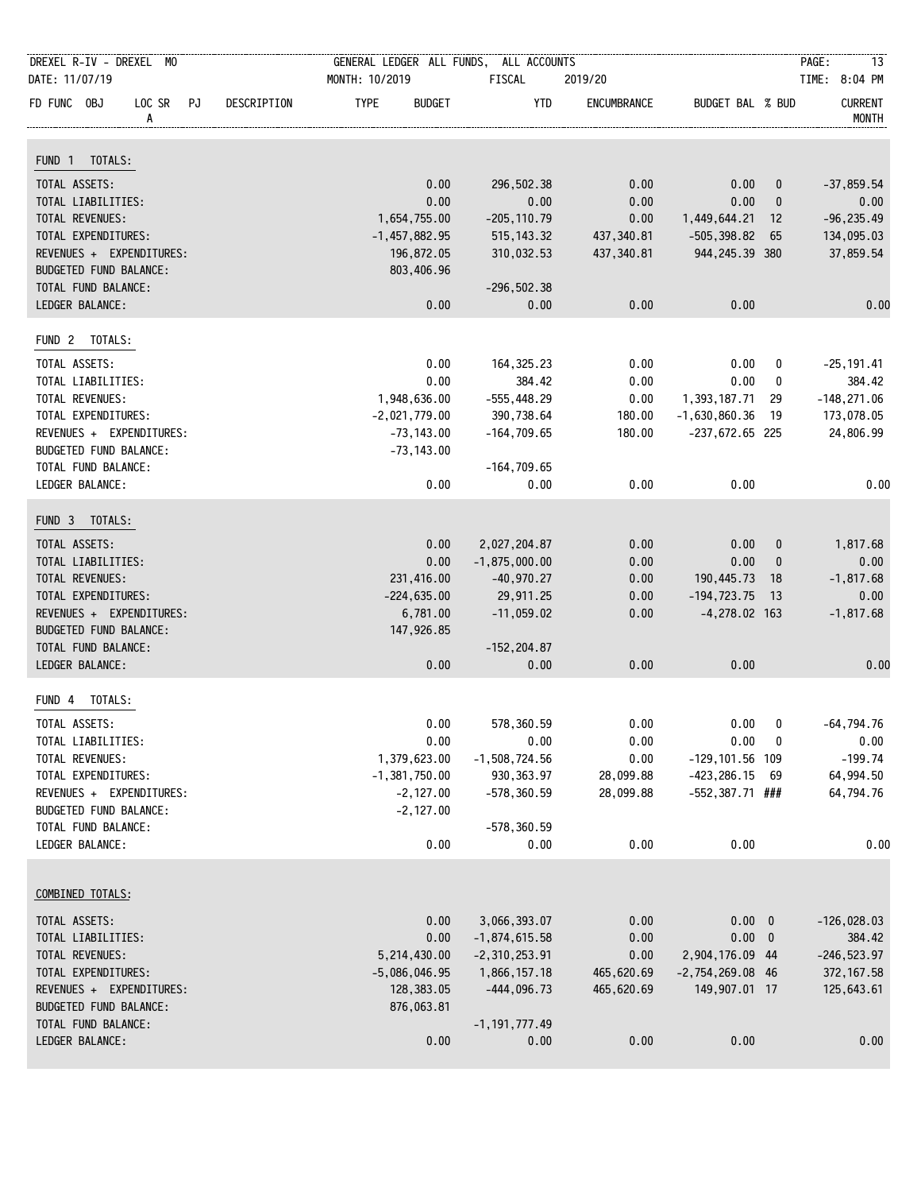| DREXEL R-IV - DREXEL MO | GENERAL LEDGER ALL FUNDS, ALL ACCOUNTS | | | | | |
|---|---|---|---|---|---|---|
| DATE: 11/07/19 | MONTH: 10/2019 FISCAL 2019/20 | | | | | |

| FD FUNC OBJ LOC SR A PJ DESCRIPTION | TYPE BUDGET | YTD | ENCUMBRANCE | BUDGET BAL | % BUD | CURRENT MONTH |
|---|---|---|---|---|---|---|
| **FUND 1 TOTALS:** | | | | | | |
| TOTAL ASSETS: | 0.00 | 296,502.38 | 0.00 | 0.00 | 0 | -37,859.54 |
| TOTAL LIABILITIES: | 0.00 | 0.00 | 0.00 | 0.00 | 0 | 0.00 |
| TOTAL REVENUES: | 1,654,755.00 | -205,110.79 | 0.00 | 1,449,644.21 | 12 | -96,235.49 |
| TOTAL EXPENDITURES: | -1,457,882.95 | 515,143.32 | 437,340.81 | -505,398.82 | 65 | 134,095.03 |
| REVENUES + EXPENDITURES: | 196,872.05 | 310,032.53 | 437,340.81 | 944,245.39 | 380 | 37,859.54 |
| BUDGETED FUND BALANCE: | 803,406.96 | | | | | |
| TOTAL FUND BALANCE: | | -296,502.38 | | | | |
| LEDGER BALANCE: | 0.00 | 0.00 | 0.00 | 0.00 | | 0.00 |
| **FUND 2 TOTALS:** | | | | | | |
| TOTAL ASSETS: | 0.00 | 164,325.23 | 0.00 | 0.00 | 0 | -25,191.41 |
| TOTAL LIABILITIES: | 0.00 | 384.42 | 0.00 | 0.00 | 0 | 384.42 |
| TOTAL REVENUES: | 1,948,636.00 | -555,448.29 | 0.00 | 1,393,187.71 | 29 | -148,271.06 |
| TOTAL EXPENDITURES: | -2,021,779.00 | 390,738.64 | 180.00 | -1,630,860.36 | 19 | 173,078.05 |
| REVENUES + EXPENDITURES: | -73,143.00 | -164,709.65 | 180.00 | -237,672.65 | 225 | 24,806.99 |
| BUDGETED FUND BALANCE: | -73,143.00 | | | | | |
| TOTAL FUND BALANCE: | | -164,709.65 | | | | |
| LEDGER BALANCE: | 0.00 | 0.00 | 0.00 | 0.00 | | 0.00 |
| **FUND 3 TOTALS:** | | | | | | |
| TOTAL ASSETS: | 0.00 | 2,027,204.87 | 0.00 | 0.00 | 0 | 1,817.68 |
| TOTAL LIABILITIES: | 0.00 | -1,875,000.00 | 0.00 | 0.00 | 0 | 0.00 |
| TOTAL REVENUES: | 231,416.00 | -40,970.27 | 0.00 | 190,445.73 | 18 | -1,817.68 |
| TOTAL EXPENDITURES: | -224,635.00 | 29,911.25 | 0.00 | -194,723.75 | 13 | 0.00 |
| REVENUES + EXPENDITURES: | 6,781.00 | -11,059.02 | 0.00 | -4,278.02 | 163 | -1,817.68 |
| BUDGETED FUND BALANCE: | 147,926.85 | | | | | |
| TOTAL FUND BALANCE: | | -152,204.87 | | | | |
| LEDGER BALANCE: | 0.00 | 0.00 | 0.00 | 0.00 | | 0.00 |
| **FUND 4 TOTALS:** | | | | | | |
| TOTAL ASSETS: | 0.00 | 578,360.59 | 0.00 | 0.00 | 0 | -64,794.76 |
| TOTAL LIABILITIES: | 0.00 | 0.00 | 0.00 | 0.00 | 0 | 0.00 |
| TOTAL REVENUES: | 1,379,623.00 | -1,508,724.56 | 0.00 | -129,101.56 | 109 | -199.74 |
| TOTAL EXPENDITURES: | -1,381,750.00 | 930,363.97 | 28,099.88 | -423,286.15 | 69 | 64,994.50 |
| REVENUES + EXPENDITURES: | -2,127.00 | -578,360.59 | 28,099.88 | -552,387.71 | ### | 64,794.76 |
| BUDGETED FUND BALANCE: | -2,127.00 | | | | | |
| TOTAL FUND BALANCE: | | -578,360.59 | | | | |
| LEDGER BALANCE: | 0.00 | 0.00 | 0.00 | 0.00 | | 0.00 |
| **COMBINED TOTALS:** | | | | | | |
| TOTAL ASSETS: | 0.00 | 3,066,393.07 | 0.00 | 0.00 | 0 | -126,028.03 |
| TOTAL LIABILITIES: | 0.00 | -1,874,615.58 | 0.00 | 0.00 | 0 | 384.42 |
| TOTAL REVENUES: | 5,214,430.00 | -2,310,253.91 | 0.00 | 2,904,176.09 | 44 | -246,523.97 |
| TOTAL EXPENDITURES: | -5,086,046.95 | 1,866,157.18 | 465,620.69 | -2,754,269.08 | 46 | 372,167.58 |
| REVENUES + EXPENDITURES: | 128,383.05 | -444,096.73 | 465,620.69 | 149,907.01 | 17 | 125,643.61 |
| BUDGETED FUND BALANCE: | 876,063.81 | | | | | |
| TOTAL FUND BALANCE: | | -1,191,777.49 | | | | |
| LEDGER BALANCE: | 0.00 | 0.00 | 0.00 | 0.00 | | 0.00 |